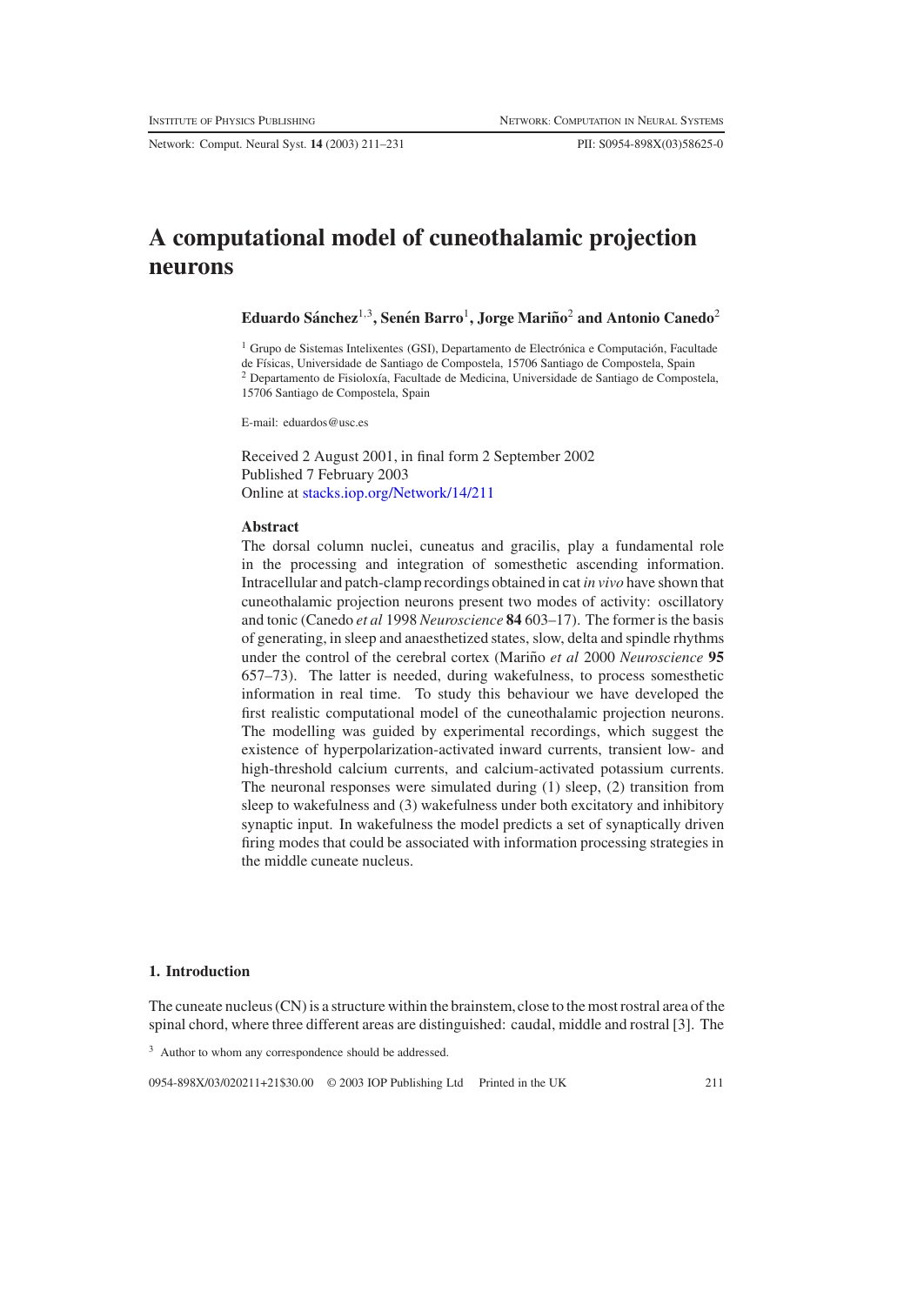# A computational model of cuneothalamic projection neurons

**Eduardo Sánchez**[1,3]**, Senén Barro**[1]**, Jorge Mariño**[2] **and Antonio Canedo**[2]

[1] Grupo de Sistemas Intelixentes (GSI), Departamento de Electrónica e Computación, Facultade de Físicas, Universidade de Santiago de Compostela, 15706 Santiago de Compostela, Spain
[2] Departamento de Fisioloxía, Facultade de Medicina, Universidade de Santiago de Compostela, 15706 Santiago de Compostela, Spain

E-mail: eduardos@usc.es

Received 2 August 2001, in final form 2 September 2002
Published 7 February 2003
Online at stacks.iop.org/Network/14/211

### Abstract

The dorsal column nuclei, cuneatus and gracilis, play a fundamental role in the processing and integration of somesthetic ascending information. Intracellular and patch-clamp recordings obtained in cat *in vivo* have shown that cuneothalamic projection neurons present two modes of activity: oscillatory and tonic (Canedo *et al* 1998 *Neuroscience* **84** 603–17). The former is the basis of generating, in sleep and anaesthetized states, slow, delta and spindle rhythms under the control of the cerebral cortex (Mariño *et al* 2000 *Neuroscience* **95** 657–73). The latter is needed, during wakefulness, to process somesthetic information in real time. To study this behaviour we have developed the first realistic computational model of the cuneothalamic projection neurons. The modelling was guided by experimental recordings, which suggest the existence of hyperpolarization-activated inward currents, transient low- and high-threshold calcium currents, and calcium-activated potassium currents. The neuronal responses were simulated during (1) sleep, (2) transition from sleep to wakefulness and (3) wakefulness under both excitatory and inhibitory synaptic input. In wakefulness the model predicts a set of synaptically driven firing modes that could be associated with information processing strategies in the middle cuneate nucleus.

## 1. Introduction

The cuneate nucleus (CN) is a structure within the brainstem, close to the most rostral area of the spinal chord, where three different areas are distinguished: caudal, middle and rostral [3]. The

[3] Author to whom any correspondence should be addressed.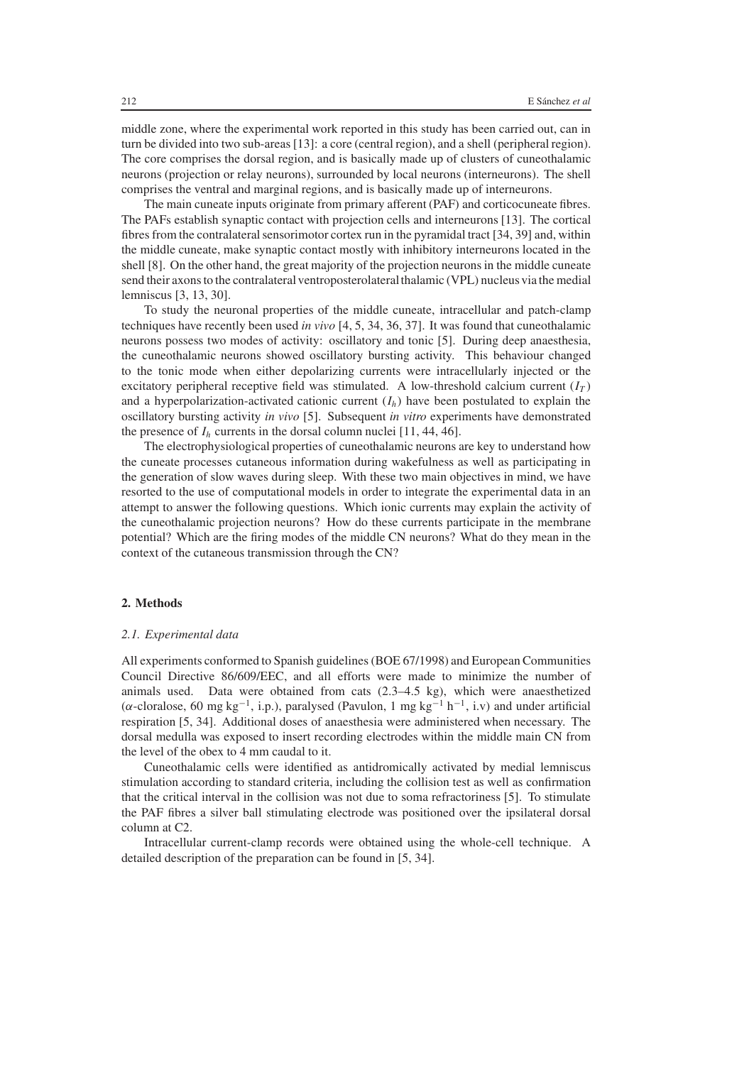middle zone, where the experimental work reported in this study has been carried out, can in turn be divided into two sub-areas [13]: a core (central region), and a shell (peripheral region). The core comprises the dorsal region, and is basically made up of clusters of cuneothalamic neurons (projection or relay neurons), surrounded by local neurons (interneurons). The shell comprises the ventral and marginal regions, and is basically made up of interneurons.

The main cuneate inputs originate from primary afferent (PAF) and corticocuneate fibres. The PAFs establish synaptic contact with projection cells and interneurons [13]. The cortical fibres from the contralateral sensorimotor cortex run in the pyramidal tract [34, 39] and, within the middle cuneate, make synaptic contact mostly with inhibitory interneurons located in the shell [8]. On the other hand, the great majority of the projection neurons in the middle cuneate send their axons to the contralateral ventroposterolateral thalamic (VPL) nucleus via the medial lemniscus [3, 13, 30].

To study the neuronal properties of the middle cuneate, intracellular and patch-clamp techniques have recently been used *in vivo* [4, 5, 34, 36, 37]. It was found that cuneothalamic neurons possess two modes of activity: oscillatory and tonic [5]. During deep anaesthesia, the cuneothalamic neurons showed oscillatory bursting activity. This behaviour changed to the tonic mode when either depolarizing currents were intracellularly injected or the excitatory peripheral receptive field was stimulated. A low-threshold calcium current ($I_T$) and a hyperpolarization-activated cationic current ($I_h$) have been postulated to explain the oscillatory bursting activity *in vivo* [5]. Subsequent *in vitro* experiments have demonstrated the presence of $I_h$ currents in the dorsal column nuclei [11, 44, 46].

The electrophysiological properties of cuneothalamic neurons are key to understand how the cuneate processes cutaneous information during wakefulness as well as participating in the generation of slow waves during sleep. With these two main objectives in mind, we have resorted to the use of computational models in order to integrate the experimental data in an attempt to answer the following questions. Which ionic currents may explain the activity of the cuneothalamic projection neurons? How do these currents participate in the membrane potential? Which are the firing modes of the middle CN neurons? What do they mean in the context of the cutaneous transmission through the CN?

## 2. Methods

### *2.1. Experimental data*

All experiments conformed to Spanish guidelines (BOE 67/1998) and European Communities Council Directive 86/609/EEC, and all efforts were made to minimize the number of animals used. Data were obtained from cats (2.3–4.5 kg), which were anaesthetized ($\alpha$-cloralose, 60 mg kg$^{-1}$, i.p.), paralysed (Pavulon, 1 mg kg$^{-1}$ h$^{-1}$, i.v) and under artificial respiration [5, 34]. Additional doses of anaesthesia were administered when necessary. The dorsal medulla was exposed to insert recording electrodes within the middle main CN from the level of the obex to 4 mm caudal to it.

Cuneothalamic cells were identified as antidromically activated by medial lemniscus stimulation according to standard criteria, including the collision test as well as confirmation that the critical interval in the collision was not due to soma refractoriness [5]. To stimulate the PAF fibres a silver ball stimulating electrode was positioned over the ipsilateral dorsal column at C2.

Intracellular current-clamp records were obtained using the whole-cell technique. A detailed description of the preparation can be found in [5, 34].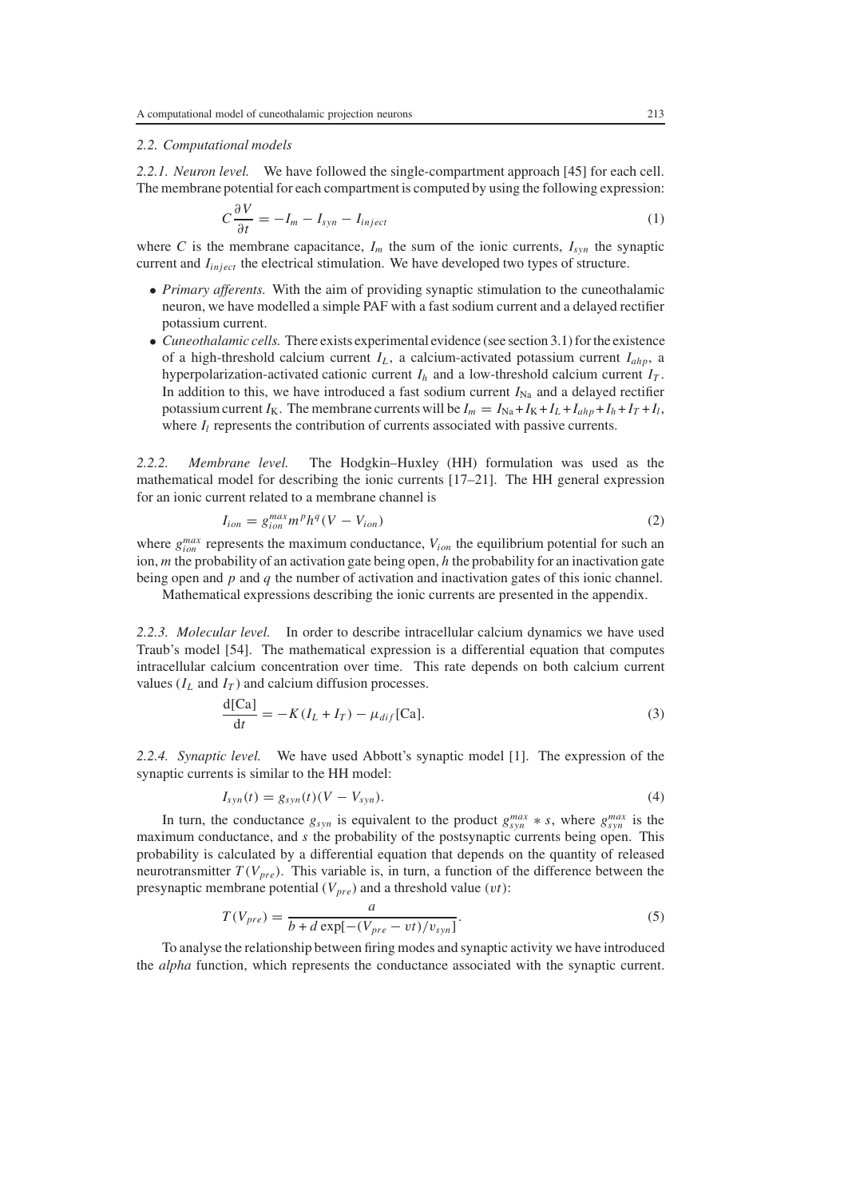### 2.2. Computational models

*2.2.1. Neuron level.* We have followed the single-compartment approach [45] for each cell. The membrane potential for each compartment is computed by using the following expression:

$$C\frac{\partial V}{\partial t} = -I_m - I_{syn} - I_{inject} \tag{1}$$

where $C$ is the membrane capacitance, $I_m$ the sum of the ionic currents, $I_{syn}$ the synaptic current and $I_{inject}$ the electrical stimulation. We have developed two types of structure.

- *Primary afferents.* With the aim of providing synaptic stimulation to the cuneothalamic neuron, we have modelled a simple PAF with a fast sodium current and a delayed rectifier potassium current.
- *Cuneothalamic cells.* There exists experimental evidence (see section 3.1) for the existence of a high-threshold calcium current $I_L$, a calcium-activated potassium current $I_{ahp}$, a hyperpolarization-activated cationic current $I_h$ and a low-threshold calcium current $I_T$. In addition to this, we have introduced a fast sodium current $I_{\mathrm{Na}}$ and a delayed rectifier potassium current $I_{\mathrm{K}}$. The membrane currents will be $I_m = I_{\mathrm{Na}} + I_{\mathrm{K}} + I_L + I_{ahp} + I_h + I_T + I_l$, where $I_l$ represents the contribution of currents associated with passive currents.

*2.2.2. Membrane level.* The Hodgkin–Huxley (HH) formulation was used as the mathematical model for describing the ionic currents [17–21]. The HH general expression for an ionic current related to a membrane channel is

$$I_{ion} = g_{ion}^{max} m^p h^q (V - V_{ion}) \tag{2}$$

where $g_{ion}^{max}$ represents the maximum conductance, $V_{ion}$ the equilibrium potential for such an ion, $m$ the probability of an activation gate being open, $h$ the probability for an inactivation gate being open and $p$ and $q$ the number of activation and inactivation gates of this ionic channel.

Mathematical expressions describing the ionic currents are presented in the appendix.

*2.2.3. Molecular level.* In order to describe intracellular calcium dynamics we have used Traub's model [54]. The mathematical expression is a differential equation that computes intracellular calcium concentration over time. This rate depends on both calcium current values ($I_L$ and $I_T$) and calcium diffusion processes.

$$\frac{\mathrm{d[Ca]}}{\mathrm{d}t} = -K(I_L + I_T) - \mu_{dif}[\mathrm{Ca}]. \tag{3}$$

*2.2.4. Synaptic level.* We have used Abbott's synaptic model [1]. The expression of the synaptic currents is similar to the HH model:

$$I_{syn}(t) = g_{syn}(t)(V - V_{syn}). \tag{4}$$

In turn, the conductance $g_{syn}$ is equivalent to the product $g_{syn}^{max} * s$, where $g_{syn}^{max}$ is the maximum conductance, and $s$ the probability of the postsynaptic currents being open. This probability is calculated by a differential equation that depends on the quantity of released neurotransmitter $T(V_{pre})$. This variable is, in turn, a function of the difference between the presynaptic membrane potential ($V_{pre}$) and a threshold value ($vt$):

$$T(V_{pre}) = \frac{a}{b + d\exp[-(V_{pre} - vt)/v_{syn}]}. \tag{5}$$

To analyse the relationship between firing modes and synaptic activity we have introduced the *alpha* function, which represents the conductance associated with the synaptic current.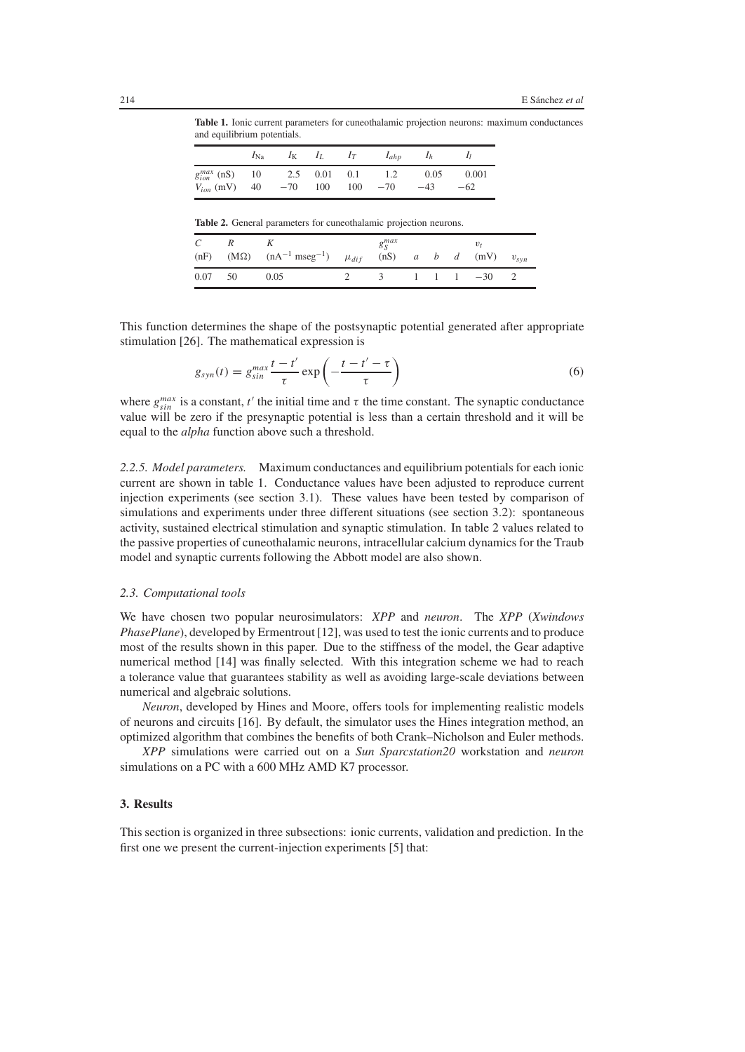**Table 1.** Ionic current parameters for cuneothalamic projection neurons: maximum conductances and equilibrium potentials.

| | $I_{Na}$ | $I_K$ | $I_L$ | $I_T$ | $I_{ahp}$ | $I_h$ | $I_l$ |
|---|---|---|---|---|---|---|---|
| $g_{ion}^{max}$ (nS) | 10 | 2.5 | 0.01 | 0.1 | 1.2 | 0.05 | 0.001 |
| $V_{ion}$ (mV) | 40 | −70 | 100 | 100 | −70 | −43 | −62 |

**Table 2.** General parameters for cuneothalamic projection neurons.

| $C$ (nF) | $R$ (MΩ) | $K$ (nA$^{-1}$ mseg$^{-1}$) | $\mu_{dif}$ | $g_S^{max}$ (nS) | $a$ | $b$ | $d$ | $v_t$ (mV) | $v_{syn}$ |
|---|---|---|---|---|---|---|---|---|---|
| 0.07 | 50 | 0.05 | 2 | 3 | 1 | 1 | 1 | −30 | 2 |

This function determines the shape of the postsynaptic potential generated after appropriate stimulation [26]. The mathematical expression is

$$g_{syn}(t) = g_{sin}^{max} \frac{t - t'}{\tau} \exp\left(-\frac{t - t' - \tau}{\tau}\right) \tag{6}$$

where $g_{sin}^{max}$ is a constant, $t'$ the initial time and $\tau$ the time constant. The synaptic conductance value will be zero if the presynaptic potential is less than a certain threshold and it will be equal to the *alpha* function above such a threshold.

*2.2.5. Model parameters.* Maximum conductances and equilibrium potentials for each ionic current are shown in table 1. Conductance values have been adjusted to reproduce current injection experiments (see section 3.1). These values have been tested by comparison of simulations and experiments under three different situations (see section 3.2): spontaneous activity, sustained electrical stimulation and synaptic stimulation. In table 2 values related to the passive properties of cuneothalamic neurons, intracellular calcium dynamics for the Traub model and synaptic currents following the Abbott model are also shown.

### *2.3. Computational tools*

We have chosen two popular neurosimulators: *XPP* and *neuron*. The *XPP* (*Xwindows PhasePlane*), developed by Ermentrout [12], was used to test the ionic currents and to produce most of the results shown in this paper. Due to the stiffness of the model, the Gear adaptive numerical method [14] was finally selected. With this integration scheme we had to reach a tolerance value that guarantees stability as well as avoiding large-scale deviations between numerical and algebraic solutions.

*Neuron*, developed by Hines and Moore, offers tools for implementing realistic models of neurons and circuits [16]. By default, the simulator uses the Hines integration method, an optimized algorithm that combines the benefits of both Crank–Nicholson and Euler methods.

*XPP* simulations were carried out on a *Sun Sparcstation20* workstation and *neuron* simulations on a PC with a 600 MHz AMD K7 processor.

## **3. Results**

This section is organized in three subsections: ionic currents, validation and prediction. In the first one we present the current-injection experiments [5] that: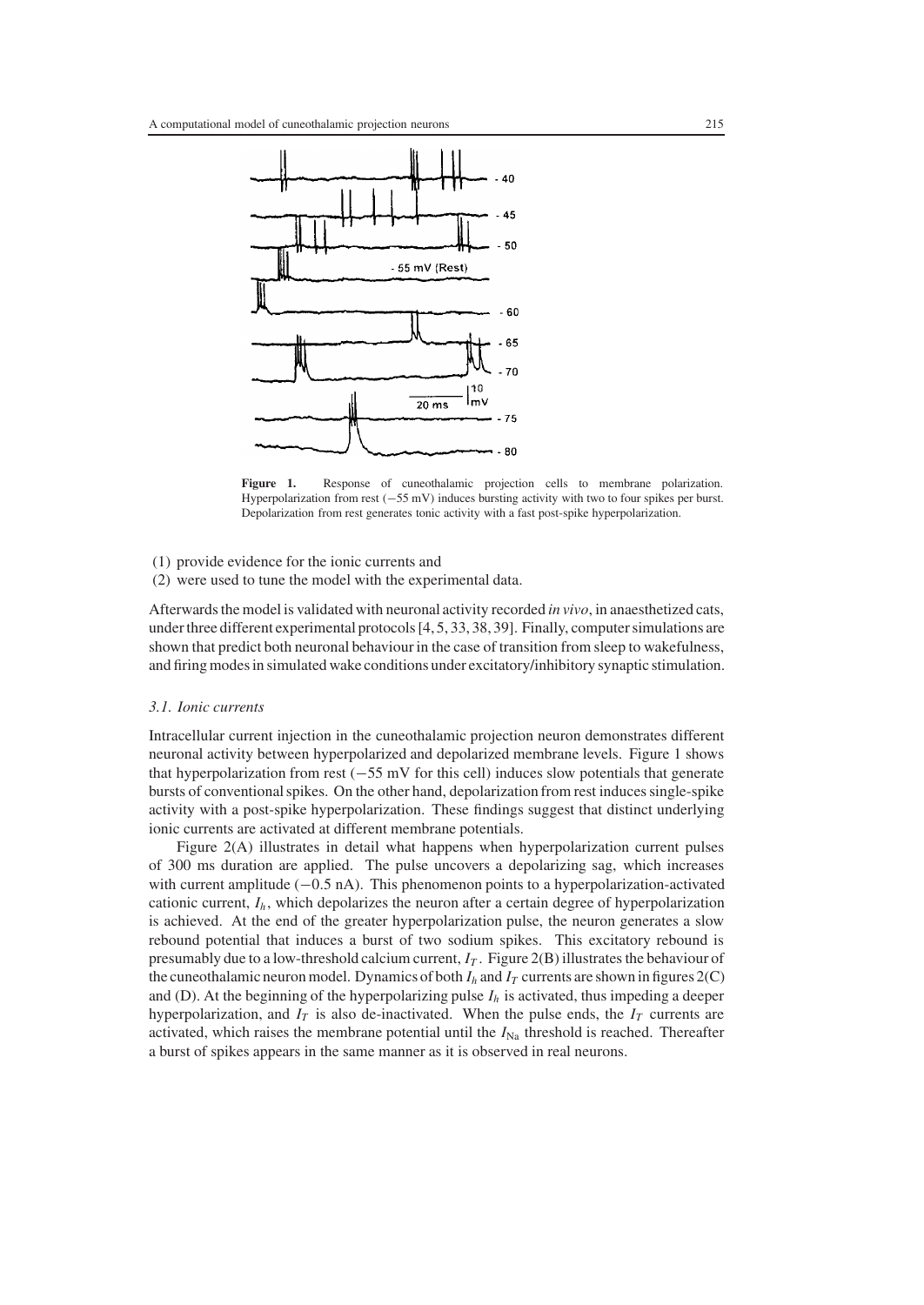**Figure 1.** Response of cuneothalamic projection cells to membrane polarization. Hyperpolarization from rest (−55 mV) induces bursting activity with two to four spikes per burst. Depolarization from rest generates tonic activity with a fast post-spike hyperpolarization.

(1) provide evidence for the ionic currents and
(2) were used to tune the model with the experimental data.

Afterwards the model is validated with neuronal activity recorded *in vivo*, in anaesthetized cats, under three different experimental protocols [4, 5, 33, 38, 39]. Finally, computer simulations are shown that predict both neuronal behaviour in the case of transition from sleep to wakefulness, and firing modes in simulated wake conditions under excitatory/inhibitory synaptic stimulation.

### *3.1. Ionic currents*

Intracellular current injection in the cuneothalamic projection neuron demonstrates different neuronal activity between hyperpolarized and depolarized membrane levels. Figure 1 shows that hyperpolarization from rest (−55 mV for this cell) induces slow potentials that generate bursts of conventional spikes. On the other hand, depolarization from rest induces single-spike activity with a post-spike hyperpolarization. These findings suggest that distinct underlying ionic currents are activated at different membrane potentials.

Figure 2(A) illustrates in detail what happens when hyperpolarization current pulses of 300 ms duration are applied. The pulse uncovers a depolarizing sag, which increases with current amplitude (−0.5 nA). This phenomenon points to a hyperpolarization-activated cationic current, $I_h$, which depolarizes the neuron after a certain degree of hyperpolarization is achieved. At the end of the greater hyperpolarization pulse, the neuron generates a slow rebound potential that induces a burst of two sodium spikes. This excitatory rebound is presumably due to a low-threshold calcium current, $I_T$. Figure 2(B) illustrates the behaviour of the cuneothalamic neuron model. Dynamics of both $I_h$ and $I_T$ currents are shown in figures 2(C) and (D). At the beginning of the hyperpolarizing pulse $I_h$ is activated, thus impeding a deeper hyperpolarization, and $I_T$ is also de-inactivated. When the pulse ends, the $I_T$ currents are activated, which raises the membrane potential until the $I_{\mathrm{Na}}$ threshold is reached. Thereafter a burst of spikes appears in the same manner as it is observed in real neurons.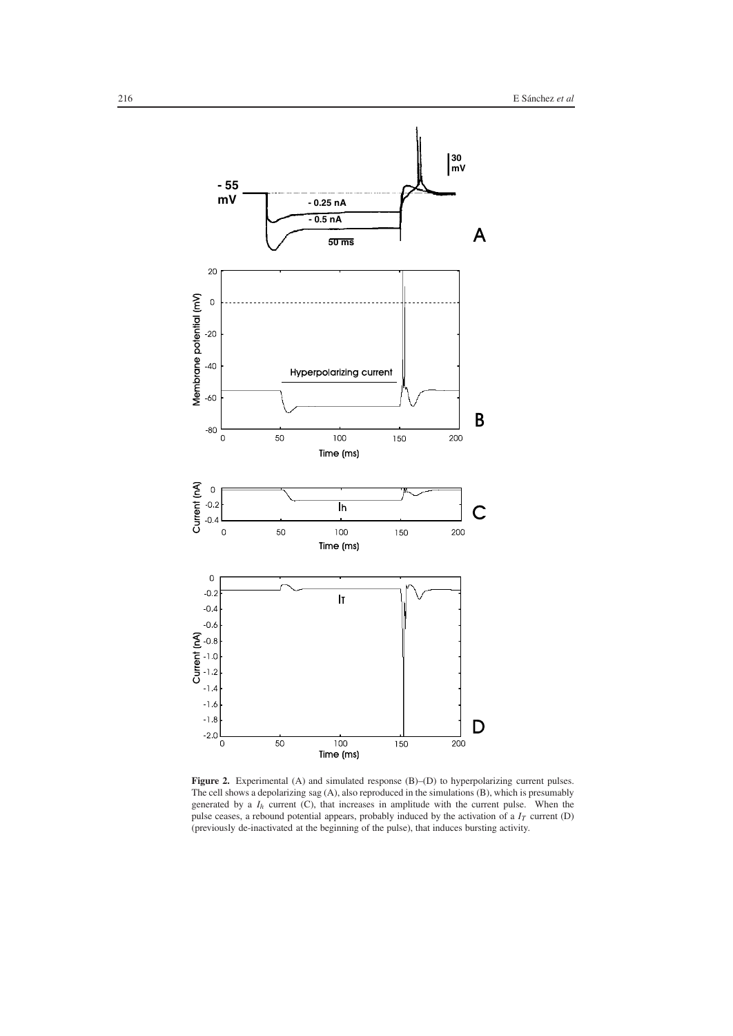**Figure 2.** Experimental (A) and simulated response (B)–(D) to hyperpolarizing current pulses. The cell shows a depolarizing sag (A), also reproduced in the simulations (B), which is presumably generated by a $I_h$ current (C), that increases in amplitude with the current pulse. When the pulse ceases, a rebound potential appears, probably induced by the activation of a $I_T$ current (D) (previously de-inactivated at the beginning of the pulse), that induces bursting activity.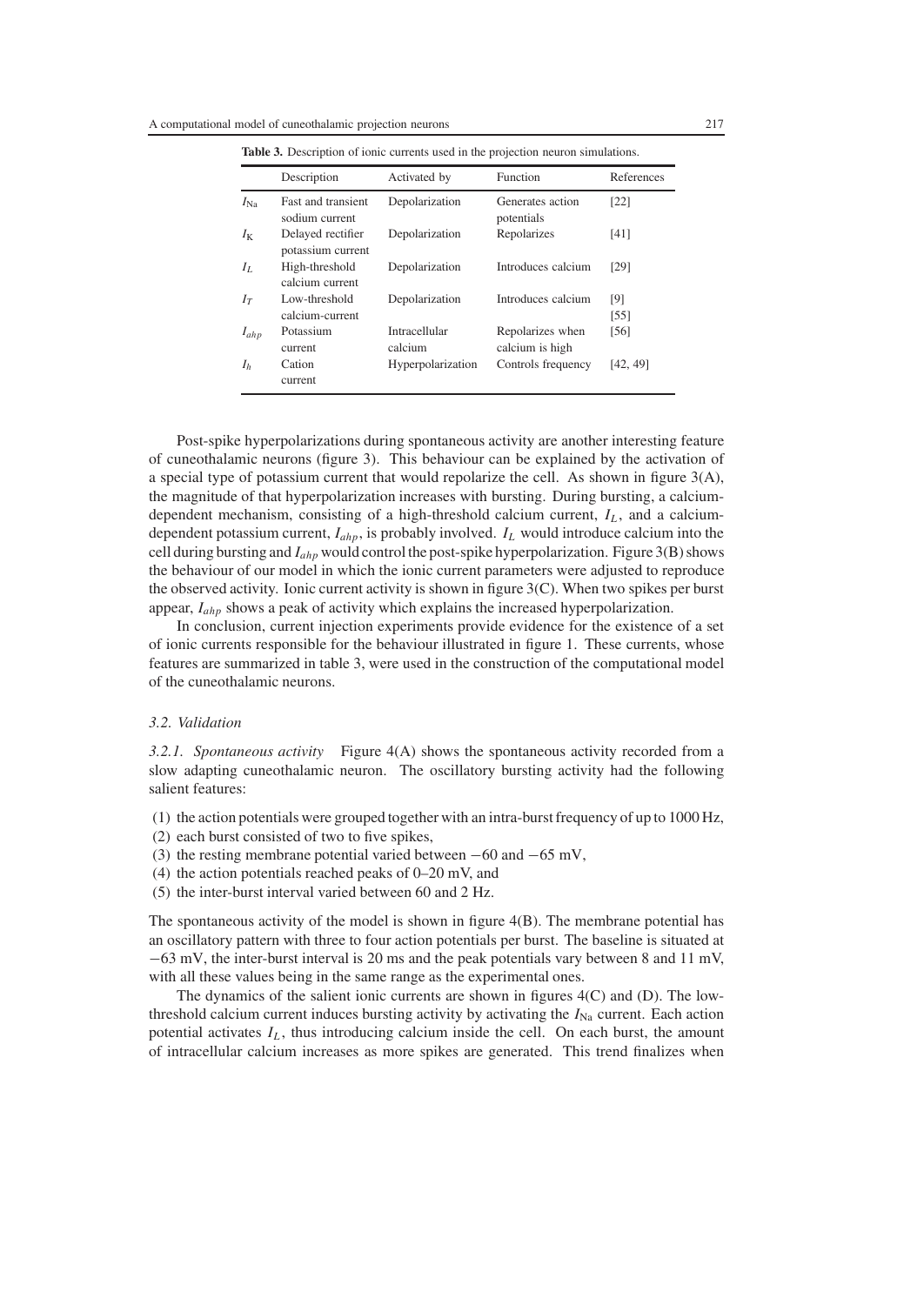**Table 3.** Description of ionic currents used in the projection neuron simulations.

| | Description | Activated by | Function | References |
|---|---|---|---|---|
| $I_{\mathrm{Na}}$ | Fast and transient sodium current | Depolarization | Generates action potentials | [22] |
| $I_{\mathrm{K}}$ | Delayed rectifier potassium current | Depolarization | Repolarizes | [41] |
| $I_L$ | High-threshold calcium current | Depolarization | Introduces calcium | [29] |
| $I_T$ | Low-threshold calcium-current | Depolarization | Introduces calcium | [9] [55] |
| $I_{ahp}$ | Potassium current | Intracellular calcium | Repolarizes when calcium is high | [56] |
| $I_h$ | Cation current | Hyperpolarization | Controls frequency | [42, 49] |

Post-spike hyperpolarizations during spontaneous activity are another interesting feature of cuneothalamic neurons (figure 3). This behaviour can be explained by the activation of a special type of potassium current that would repolarize the cell. As shown in figure 3(A), the magnitude of that hyperpolarization increases with bursting. During bursting, a calcium-dependent mechanism, consisting of a high-threshold calcium current, $I_L$, and a calcium-dependent potassium current, $I_{ahp}$, is probably involved. $I_L$ would introduce calcium into the cell during bursting and $I_{ahp}$ would control the post-spike hyperpolarization. Figure 3(B) shows the behaviour of our model in which the ionic current parameters were adjusted to reproduce the observed activity. Ionic current activity is shown in figure 3(C). When two spikes per burst appear, $I_{ahp}$ shows a peak of activity which explains the increased hyperpolarization.

In conclusion, current injection experiments provide evidence for the existence of a set of ionic currents responsible for the behaviour illustrated in figure 1. These currents, whose features are summarized in table 3, were used in the construction of the computational model of the cuneothalamic neurons.

### *3.2. Validation*

*3.2.1. Spontaneous activity* Figure 4(A) shows the spontaneous activity recorded from a slow adapting cuneothalamic neuron. The oscillatory bursting activity had the following salient features:

(1) the action potentials were grouped together with an intra-burst frequency of up to 1000 Hz,
(2) each burst consisted of two to five spikes,
(3) the resting membrane potential varied between $-60$ and $-65$ mV,
(4) the action potentials reached peaks of 0–20 mV, and
(5) the inter-burst interval varied between 60 and 2 Hz.

The spontaneous activity of the model is shown in figure 4(B). The membrane potential has an oscillatory pattern with three to four action potentials per burst. The baseline is situated at $-63$ mV, the inter-burst interval is 20 ms and the peak potentials vary between 8 and 11 mV, with all these values being in the same range as the experimental ones.

The dynamics of the salient ionic currents are shown in figures 4(C) and (D). The low-threshold calcium current induces bursting activity by activating the $I_{\mathrm{Na}}$ current. Each action potential activates $I_L$, thus introducing calcium inside the cell. On each burst, the amount of intracellular calcium increases as more spikes are generated. This trend finalizes when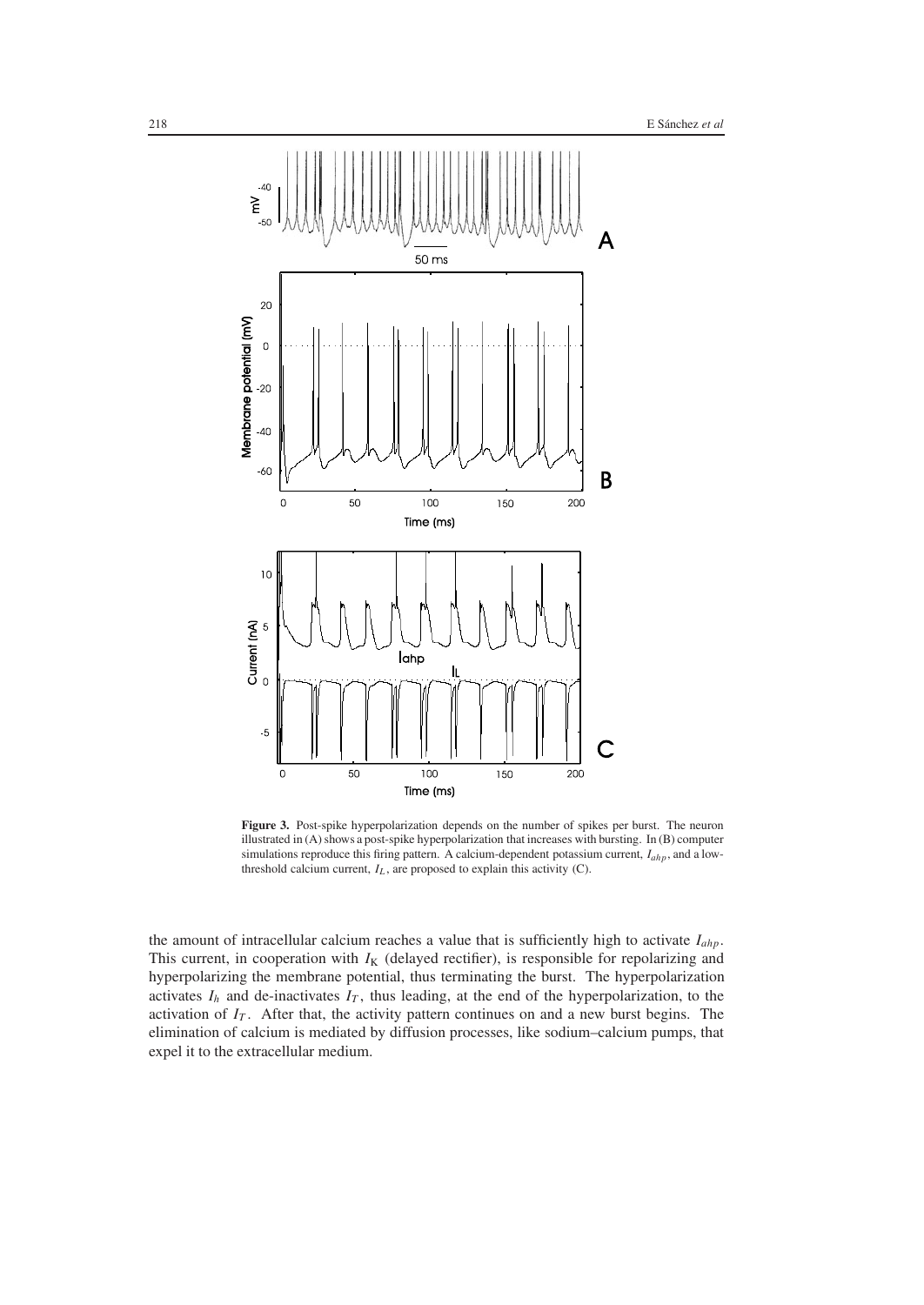**Figure 3.** Post-spike hyperpolarization depends on the number of spikes per burst. The neuron illustrated in (A) shows a post-spike hyperpolarization that increases with bursting. In (B) computer simulations reproduce this firing pattern. A calcium-dependent potassium current, $I_{ahp}$, and a low-threshold calcium current, $I_L$, are proposed to explain this activity (C).

the amount of intracellular calcium reaches a value that is sufficiently high to activate $I_{ahp}$. This current, in cooperation with $I_K$ (delayed rectifier), is responsible for repolarizing and hyperpolarizing the membrane potential, thus terminating the burst. The hyperpolarization activates $I_h$ and de-inactivates $I_T$, thus leading, at the end of the hyperpolarization, to the activation of $I_T$. After that, the activity pattern continues on and a new burst begins. The elimination of calcium is mediated by diffusion processes, like sodium–calcium pumps, that expel it to the extracellular medium.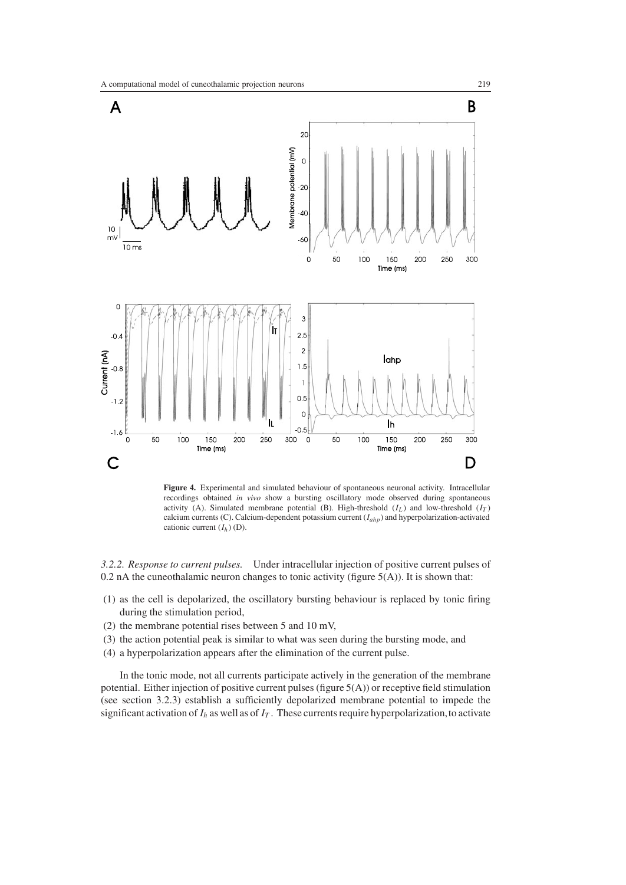**Figure 4.** Experimental and simulated behaviour of spontaneous neuronal activity. Intracellular recordings obtained *in vivo* show a bursting oscillatory mode observed during spontaneous activity (A). Simulated membrane potential (B). High-threshold ($I_L$) and low-threshold ($I_T$) calcium currents (C). Calcium-dependent potassium current ($I_{ahp}$) and hyperpolarization-activated cationic current ($I_h$) (D).

*3.2.2. Response to current pulses.* Under intracellular injection of positive current pulses of 0.2 nA the cuneothalamic neuron changes to tonic activity (figure 5(A)). It is shown that:

(1) as the cell is depolarized, the oscillatory bursting behaviour is replaced by tonic firing during the stimulation period,
(2) the membrane potential rises between 5 and 10 mV,
(3) the action potential peak is similar to what was seen during the bursting mode, and
(4) a hyperpolarization appears after the elimination of the current pulse.

In the tonic mode, not all currents participate actively in the generation of the membrane potential. Either injection of positive current pulses (figure 5(A)) or receptive field stimulation (see section 3.2.3) establish a sufficiently depolarized membrane potential to impede the significant activation of $I_h$ as well as of $I_T$. These currents require hyperpolarization, to activate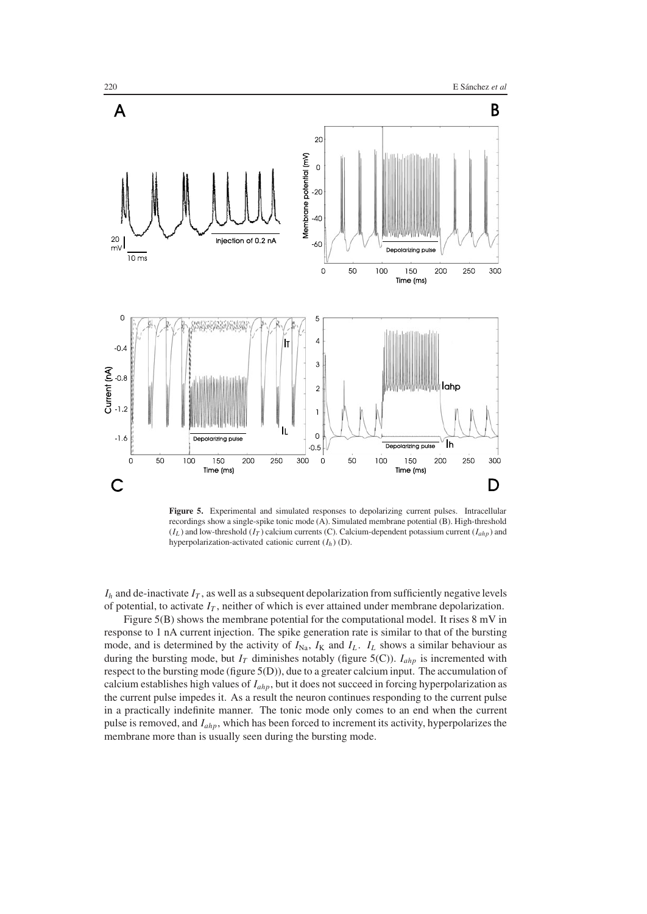**Figure 5.** Experimental and simulated responses to depolarizing current pulses. Intracellular recordings show a single-spike tonic mode (A). Simulated membrane potential (B). High-threshold ($I_L$) and low-threshold ($I_T$) calcium currents (C). Calcium-dependent potassium current ($I_{ahp}$) and hyperpolarization-activated cationic current ($I_h$) (D).

$I_h$ and de-inactivate $I_T$, as well as a subsequent depolarization from sufficiently negative levels of potential, to activate $I_T$, neither of which is ever attained under membrane depolarization.

Figure 5(B) shows the membrane potential for the computational model. It rises 8 mV in response to 1 nA current injection. The spike generation rate is similar to that of the bursting mode, and is determined by the activity of $I_{\mathrm{Na}}$, $I_{\mathrm{K}}$ and $I_L$. $I_L$ shows a similar behaviour as during the bursting mode, but $I_T$ diminishes notably (figure 5(C)). $I_{ahp}$ is incremented with respect to the bursting mode (figure 5(D)), due to a greater calcium input. The accumulation of calcium establishes high values of $I_{ahp}$, but it does not succeed in forcing hyperpolarization as the current pulse impedes it. As a result the neuron continues responding to the current pulse in a practically indefinite manner. The tonic mode only comes to an end when the current pulse is removed, and $I_{ahp}$, which has been forced to increment its activity, hyperpolarizes the membrane more than is usually seen during the bursting mode.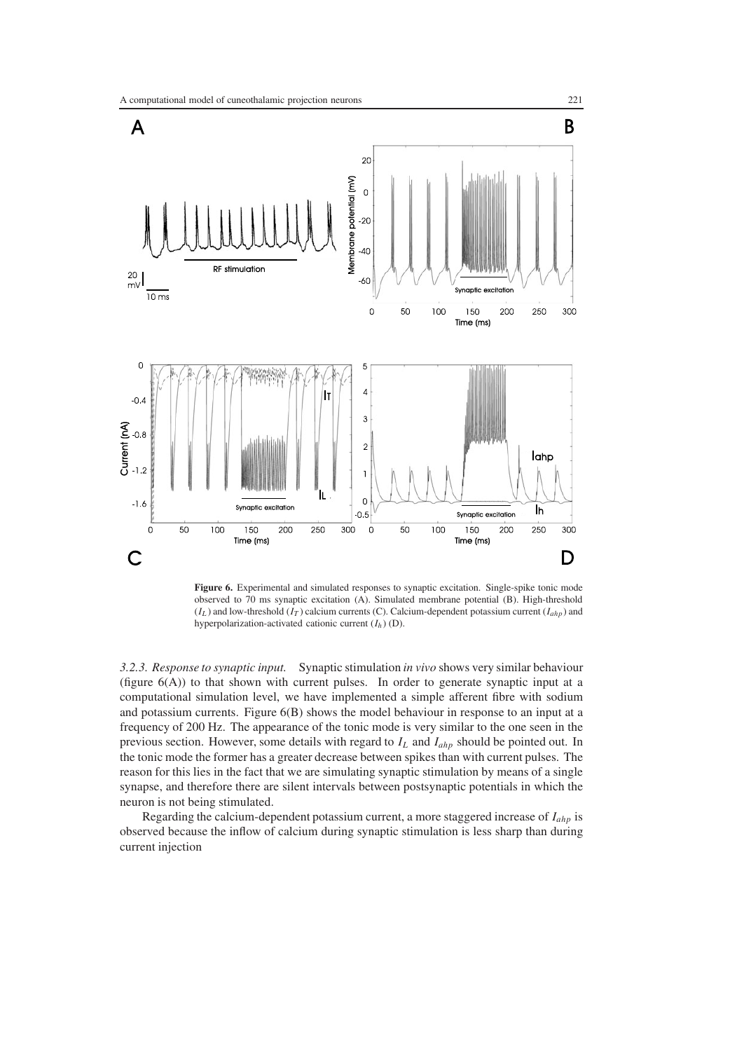**Figure 6.** Experimental and simulated responses to synaptic excitation. Single-spike tonic mode observed to 70 ms synaptic excitation (A). Simulated membrane potential (B). High-threshold ($I_L$) and low-threshold ($I_T$) calcium currents (C). Calcium-dependent potassium current ($I_{ahp}$) and hyperpolarization-activated cationic current ($I_h$) (D).

*3.2.3. Response to synaptic input.* Synaptic stimulation *in vivo* shows very similar behaviour (figure 6(A)) to that shown with current pulses. In order to generate synaptic input at a computational simulation level, we have implemented a simple afferent fibre with sodium and potassium currents. Figure 6(B) shows the model behaviour in response to an input at a frequency of 200 Hz. The appearance of the tonic mode is very similar to the one seen in the previous section. However, some details with regard to $I_L$ and $I_{ahp}$ should be pointed out. In the tonic mode the former has a greater decrease between spikes than with current pulses. The reason for this lies in the fact that we are simulating synaptic stimulation by means of a single synapse, and therefore there are silent intervals between postsynaptic potentials in which the neuron is not being stimulated.

Regarding the calcium-dependent potassium current, a more staggered increase of $I_{ahp}$ is observed because the inflow of calcium during synaptic stimulation is less sharp than during current injection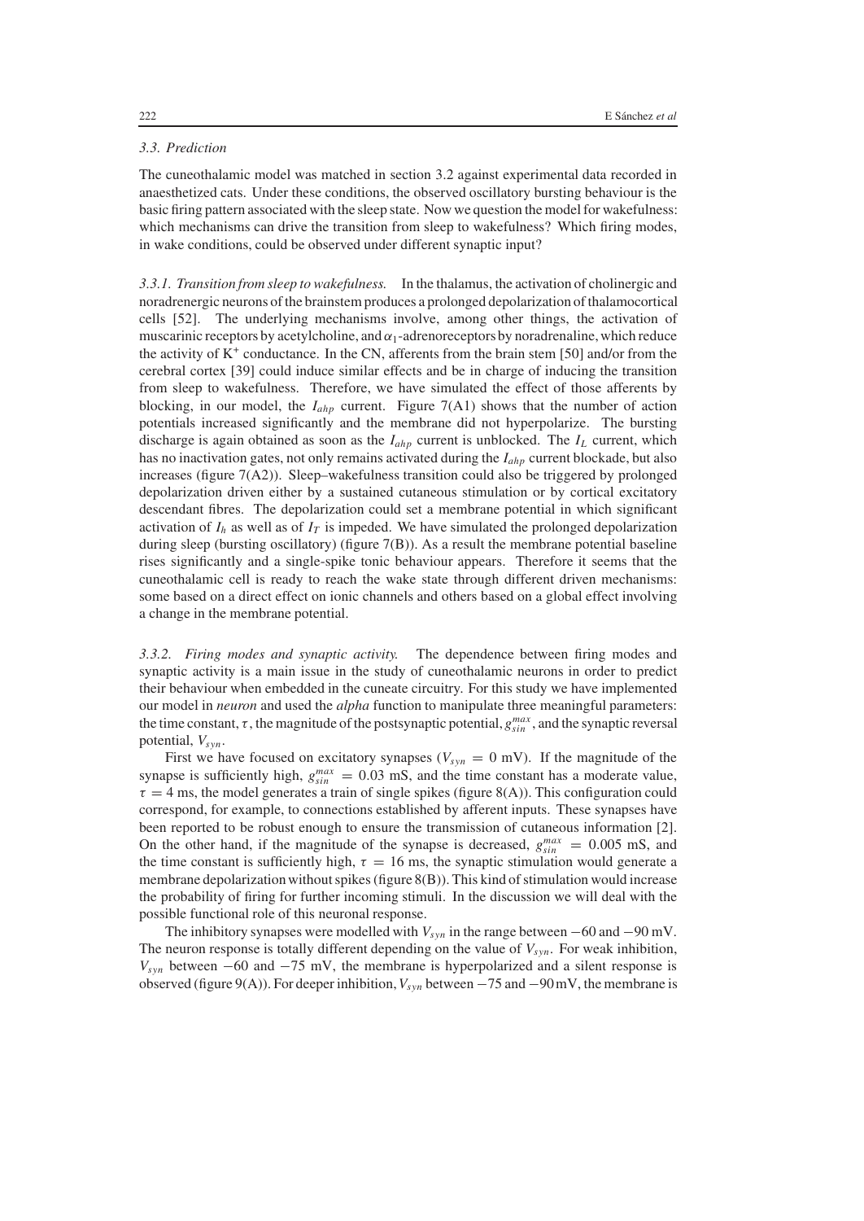### 3.3. Prediction

The cuneothalamic model was matched in section 3.2 against experimental data recorded in anaesthetized cats. Under these conditions, the observed oscillatory bursting behaviour is the basic firing pattern associated with the sleep state. Now we question the model for wakefulness: which mechanisms can drive the transition from sleep to wakefulness? Which firing modes, in wake conditions, could be observed under different synaptic input?

*3.3.1. Transition from sleep to wakefulness.* In the thalamus, the activation of cholinergic and noradrenergic neurons of the brainstem produces a prolonged depolarization of thalamocortical cells [52]. The underlying mechanisms involve, among other things, the activation of muscarinic receptors by acetylcholine, and $\alpha_1$-adrenoreceptors by noradrenaline, which reduce the activity of $K^+$ conductance. In the CN, afferents from the brain stem [50] and/or from the cerebral cortex [39] could induce similar effects and be in charge of inducing the transition from sleep to wakefulness. Therefore, we have simulated the effect of those afferents by blocking, in our model, the $I_{ahp}$ current. Figure 7(A1) shows that the number of action potentials increased significantly and the membrane did not hyperpolarize. The bursting discharge is again obtained as soon as the $I_{ahp}$ current is unblocked. The $I_L$ current, which has no inactivation gates, not only remains activated during the $I_{ahp}$ current blockade, but also increases (figure 7(A2)). Sleep–wakefulness transition could also be triggered by prolonged depolarization driven either by a sustained cutaneous stimulation or by cortical excitatory descendant fibres. The depolarization could set a membrane potential in which significant activation of $I_h$ as well as of $I_T$ is impeded. We have simulated the prolonged depolarization during sleep (bursting oscillatory) (figure 7(B)). As a result the membrane potential baseline rises significantly and a single-spike tonic behaviour appears. Therefore it seems that the cuneothalamic cell is ready to reach the wake state through different driven mechanisms: some based on a direct effect on ionic channels and others based on a global effect involving a change in the membrane potential.

*3.3.2. Firing modes and synaptic activity.* The dependence between firing modes and synaptic activity is a main issue in the study of cuneothalamic neurons in order to predict their behaviour when embedded in the cuneate circuitry. For this study we have implemented our model in *neuron* and used the *alpha* function to manipulate three meaningful parameters: the time constant, $\tau$, the magnitude of the postsynaptic potential, $g_{sin}^{max}$, and the synaptic reversal potential, $V_{syn}$.

First we have focused on excitatory synapses ($V_{syn} = 0$ mV). If the magnitude of the synapse is sufficiently high, $g_{sin}^{max} = 0.03$ mS, and the time constant has a moderate value, $\tau = 4$ ms, the model generates a train of single spikes (figure 8(A)). This configuration could correspond, for example, to connections established by afferent inputs. These synapses have been reported to be robust enough to ensure the transmission of cutaneous information [2]. On the other hand, if the magnitude of the synapse is decreased, $g_{sin}^{max} = 0.005$ mS, and the time constant is sufficiently high, $\tau = 16$ ms, the synaptic stimulation would generate a membrane depolarization without spikes (figure 8(B)). This kind of stimulation would increase the probability of firing for further incoming stimuli. In the discussion we will deal with the possible functional role of this neuronal response.

The inhibitory synapses were modelled with $V_{syn}$ in the range between $-60$ and $-90$ mV. The neuron response is totally different depending on the value of $V_{syn}$. For weak inhibition, $V_{syn}$ between $-60$ and $-75$ mV, the membrane is hyperpolarized and a silent response is observed (figure 9(A)). For deeper inhibition, $V_{syn}$ between $-75$ and $-90$ mV, the membrane is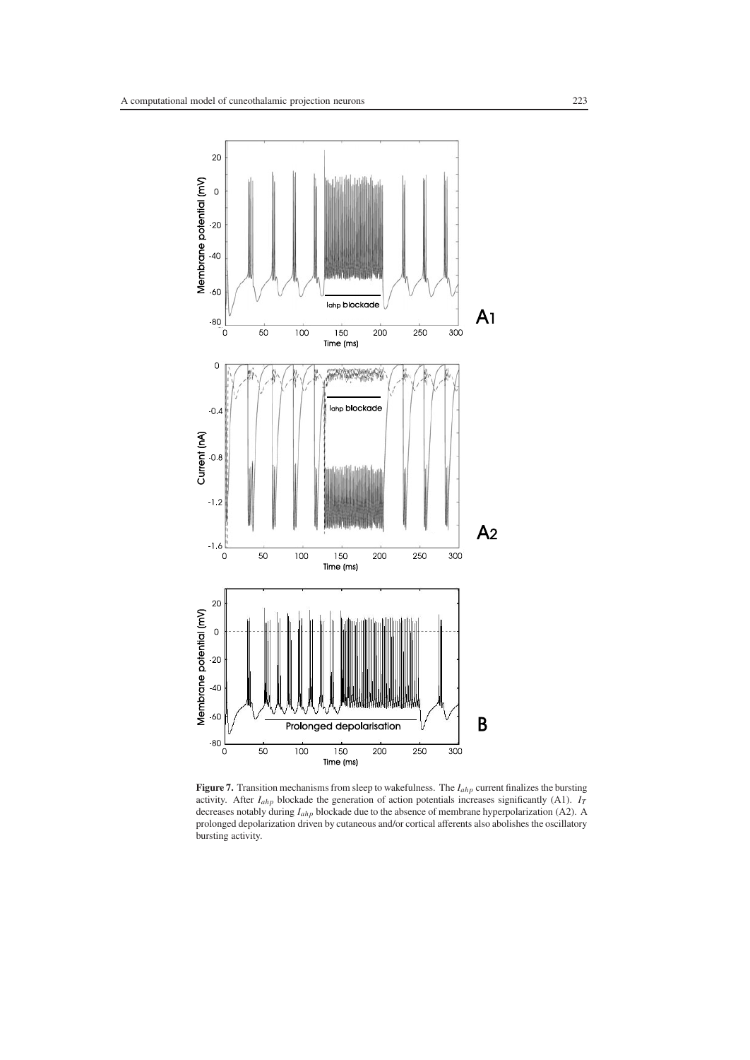**Figure 7.** Transition mechanisms from sleep to wakefulness. The $I_{ahp}$ current finalizes the bursting activity. After $I_{ahp}$ blockade the generation of action potentials increases significantly (A1). $I_T$ decreases notably during $I_{ahp}$ blockade due to the absence of membrane hyperpolarization (A2). A prolonged depolarization driven by cutaneous and/or cortical afferents also abolishes the oscillatory bursting activity.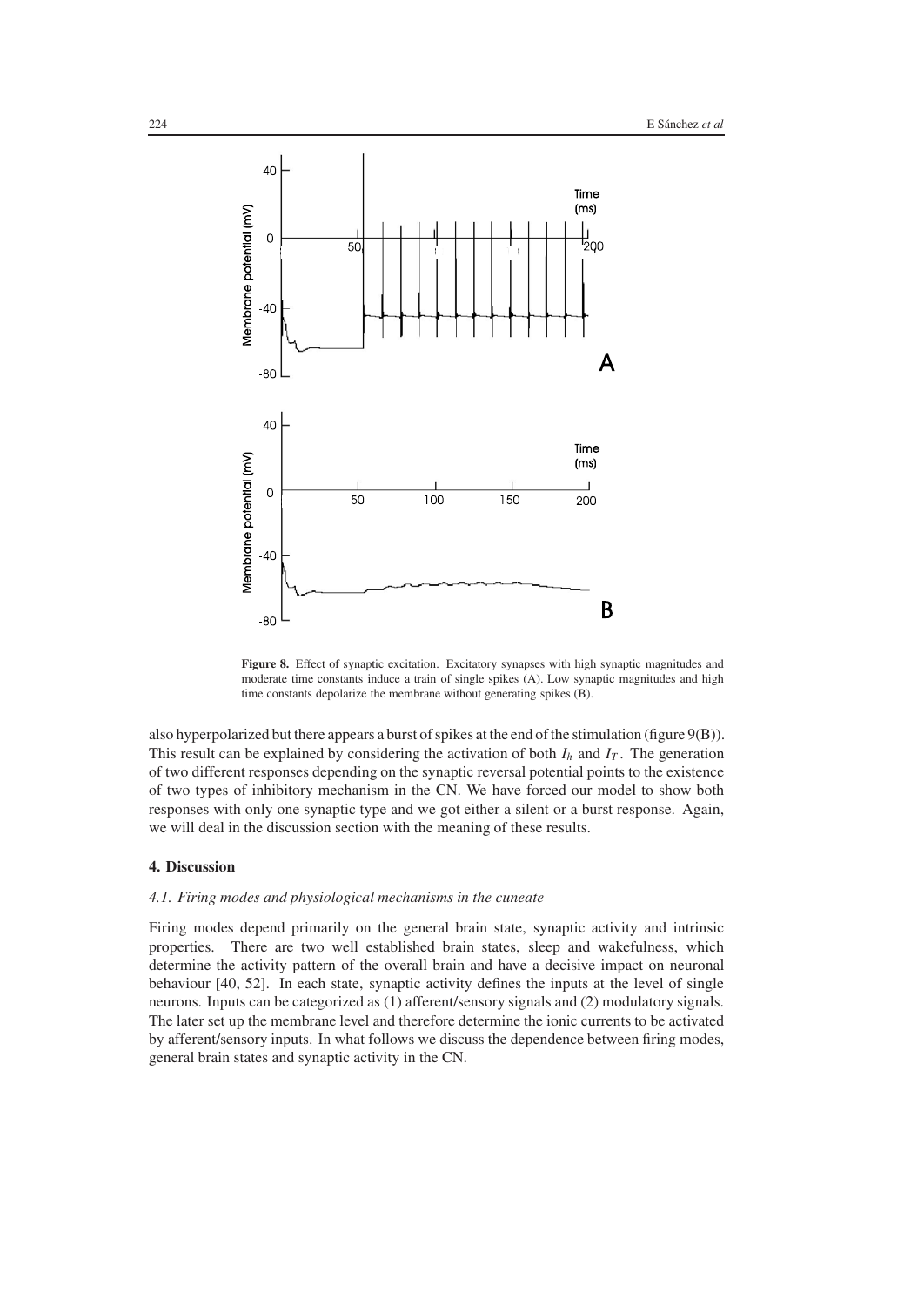**Figure 8.** Effect of synaptic excitation. Excitatory synapses with high synaptic magnitudes and moderate time constants induce a train of single spikes (A). Low synaptic magnitudes and high time constants depolarize the membrane without generating spikes (B).

also hyperpolarized but there appears a burst of spikes at the end of the stimulation (figure 9(B)). This result can be explained by considering the activation of both $I_h$ and $I_T$. The generation of two different responses depending on the synaptic reversal potential points to the existence of two types of inhibitory mechanism in the CN. We have forced our model to show both responses with only one synaptic type and we got either a silent or a burst response. Again, we will deal in the discussion section with the meaning of these results.

## 4. Discussion

### *4.1. Firing modes and physiological mechanisms in the cuneate*

Firing modes depend primarily on the general brain state, synaptic activity and intrinsic properties. There are two well established brain states, sleep and wakefulness, which determine the activity pattern of the overall brain and have a decisive impact on neuronal behaviour [40, 52]. In each state, synaptic activity defines the inputs at the level of single neurons. Inputs can be categorized as (1) afferent/sensory signals and (2) modulatory signals. The later set up the membrane level and therefore determine the ionic currents to be activated by afferent/sensory inputs. In what follows we discuss the dependence between firing modes, general brain states and synaptic activity in the CN.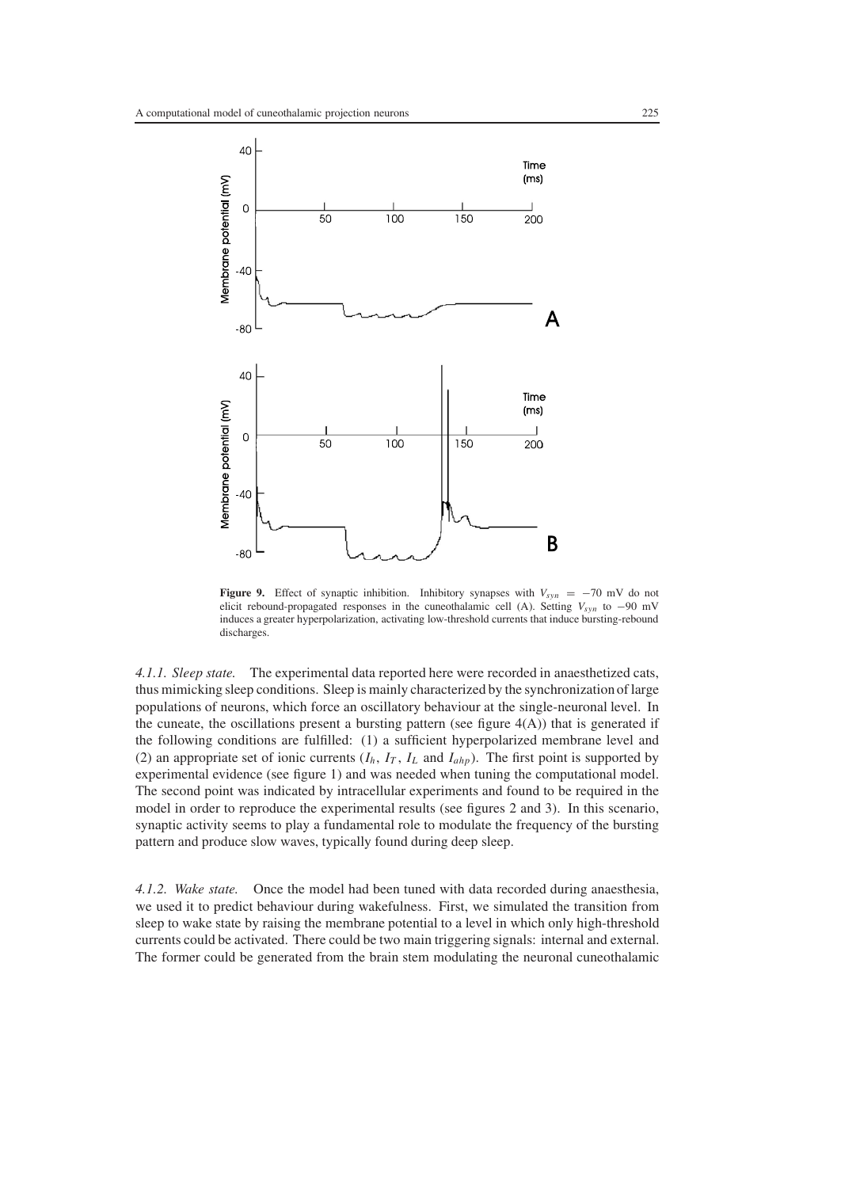**Figure 9.** Effect of synaptic inhibition. Inhibitory synapses with $V_{syn} = -70$ mV do not elicit rebound-propagated responses in the cuneothalamic cell (A). Setting $V_{syn}$ to $-90$ mV induces a greater hyperpolarization, activating low-threshold currents that induce bursting-rebound discharges.

*4.1.1. Sleep state.* The experimental data reported here were recorded in anaesthetized cats, thus mimicking sleep conditions. Sleep is mainly characterized by the synchronization of large populations of neurons, which force an oscillatory behaviour at the single-neuronal level. In the cuneate, the oscillations present a bursting pattern (see figure 4(A)) that is generated if the following conditions are fulfilled: (1) a sufficient hyperpolarized membrane level and (2) an appropriate set of ionic currents ($I_h$, $I_T$, $I_L$ and $I_{ahp}$). The first point is supported by experimental evidence (see figure 1) and was needed when tuning the computational model. The second point was indicated by intracellular experiments and found to be required in the model in order to reproduce the experimental results (see figures 2 and 3). In this scenario, synaptic activity seems to play a fundamental role to modulate the frequency of the bursting pattern and produce slow waves, typically found during deep sleep.

*4.1.2. Wake state.* Once the model had been tuned with data recorded during anaesthesia, we used it to predict behaviour during wakefulness. First, we simulated the transition from sleep to wake state by raising the membrane potential to a level in which only high-threshold currents could be activated. There could be two main triggering signals: internal and external. The former could be generated from the brain stem modulating the neuronal cuneothalamic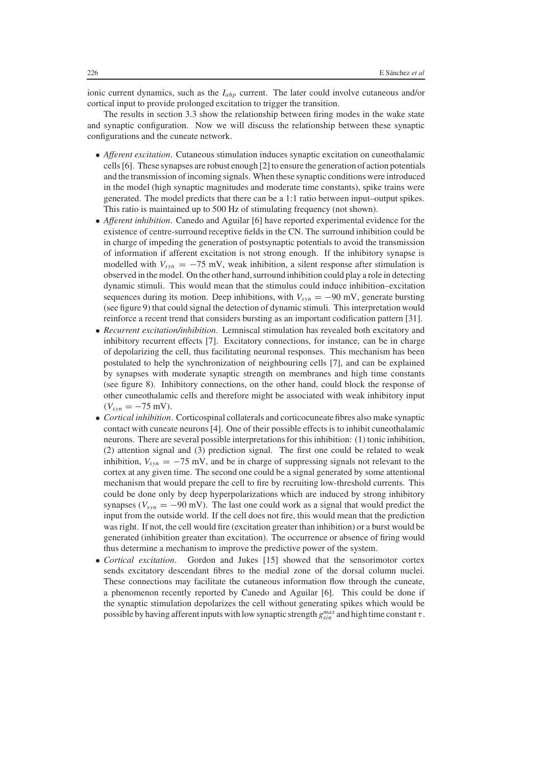ionic current dynamics, such as the $I_{ahp}$ current. The later could involve cutaneous and/or cortical input to provide prolonged excitation to trigger the transition.

The results in section 3.3 show the relationship between firing modes in the wake state and synaptic configuration. Now we will discuss the relationship between these synaptic configurations and the cuneate network.

- *Afferent excitation*. Cutaneous stimulation induces synaptic excitation on cuneothalamic cells [6]. These synapses are robust enough [2] to ensure the generation of action potentials and the transmission of incoming signals. When these synaptic conditions were introduced in the model (high synaptic magnitudes and moderate time constants), spike trains were generated. The model predicts that there can be a 1:1 ratio between input–output spikes. This ratio is maintained up to 500 Hz of stimulating frequency (not shown).
- *Afferent inhibition*. Canedo and Aguilar [6] have reported experimental evidence for the existence of centre-surround receptive fields in the CN. The surround inhibition could be in charge of impeding the generation of postsynaptic potentials to avoid the transmission of information if afferent excitation is not strong enough. If the inhibitory synapse is modelled with $V_{syn} = -75$ mV, weak inhibition, a silent response after stimulation is observed in the model. On the other hand, surround inhibition could play a role in detecting dynamic stimuli. This would mean that the stimulus could induce inhibition–excitation sequences during its motion. Deep inhibitions, with $V_{syn} = -90$ mV, generate bursting (see figure 9) that could signal the detection of dynamic stimuli. This interpretation would reinforce a recent trend that considers bursting as an important codification pattern [31].
- *Recurrent excitation/inhibition*. Lemniscal stimulation has revealed both excitatory and inhibitory recurrent effects [7]. Excitatory connections, for instance, can be in charge of depolarizing the cell, thus facilitating neuronal responses. This mechanism has been postulated to help the synchronization of neighbouring cells [7], and can be explained by synapses with moderate synaptic strength on membranes and high time constants (see figure 8). Inhibitory connections, on the other hand, could block the response of other cuneothalamic cells and therefore might be associated with weak inhibitory input ($V_{syn} = -75$ mV).
- *Cortical inhibition*. Corticospinal collaterals and corticocuneate fibres also make synaptic contact with cuneate neurons [4]. One of their possible effects is to inhibit cuneothalamic neurons. There are several possible interpretations for this inhibition: (1) tonic inhibition, (2) attention signal and (3) prediction signal. The first one could be related to weak inhibition, $V_{syn} = -75$ mV, and be in charge of suppressing signals not relevant to the cortex at any given time. The second one could be a signal generated by some attentional mechanism that would prepare the cell to fire by recruiting low-threshold currents. This could be done only by deep hyperpolarizations which are induced by strong inhibitory synapses ($V_{syn} = -90$ mV). The last one could work as a signal that would predict the input from the outside world. If the cell does not fire, this would mean that the prediction was right. If not, the cell would fire (excitation greater than inhibition) or a burst would be generated (inhibition greater than excitation). The occurrence or absence of firing would thus determine a mechanism to improve the predictive power of the system.
- *Cortical excitation*. Gordon and Jukes [15] showed that the sensorimotor cortex sends excitatory descendant fibres to the medial zone of the dorsal column nuclei. These connections may facilitate the cutaneous information flow through the cuneate, a phenomenon recently reported by Canedo and Aguilar [6]. This could be done if the synaptic stimulation depolarizes the cell without generating spikes which would be possible by having afferent inputs with low synaptic strength $g_{sin}^{max}$ and high time constant $\tau$.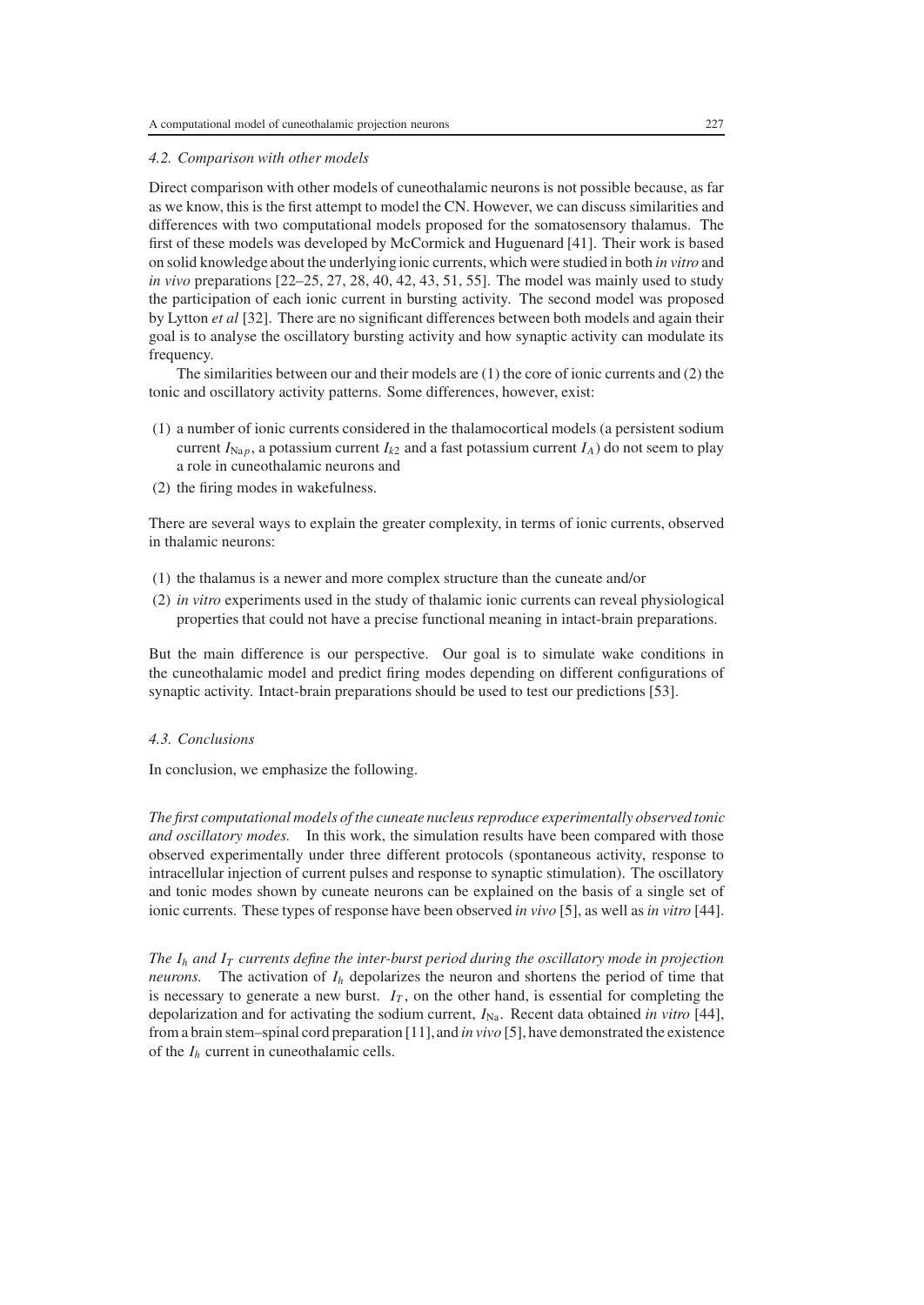### 4.2. Comparison with other models

Direct comparison with other models of cuneothalamic neurons is not possible because, as far as we know, this is the first attempt to model the CN. However, we can discuss similarities and differences with two computational models proposed for the somatosensory thalamus. The first of these models was developed by McCormick and Huguenard [41]. Their work is based on solid knowledge about the underlying ionic currents, which were studied in both *in vitro* and *in vivo* preparations [22–25, 27, 28, 40, 42, 43, 51, 55]. The model was mainly used to study the participation of each ionic current in bursting activity. The second model was proposed by Lytton *et al* [32]. There are no significant differences between both models and again their goal is to analyse the oscillatory bursting activity and how synaptic activity can modulate its frequency.

The similarities between our and their models are (1) the core of ionic currents and (2) the tonic and oscillatory activity patterns. Some differences, however, exist:

(1) a number of ionic currents considered in the thalamocortical models (a persistent sodium current $I_{\mathrm{Na}p}$, a potassium current $I_{k2}$ and a fast potassium current $I_A$) do not seem to play a role in cuneothalamic neurons and
(2) the firing modes in wakefulness.

There are several ways to explain the greater complexity, in terms of ionic currents, observed in thalamic neurons:

(1) the thalamus is a newer and more complex structure than the cuneate and/or
(2) *in vitro* experiments used in the study of thalamic ionic currents can reveal physiological properties that could not have a precise functional meaning in intact-brain preparations.

But the main difference is our perspective. Our goal is to simulate wake conditions in the cuneothalamic model and predict firing modes depending on different configurations of synaptic activity. Intact-brain preparations should be used to test our predictions [53].

### 4.3. Conclusions

In conclusion, we emphasize the following.

*The first computational models of the cuneate nucleus reproduce experimentally observed tonic and oscillatory modes.* In this work, the simulation results have been compared with those observed experimentally under three different protocols (spontaneous activity, response to intracellular injection of current pulses and response to synaptic stimulation). The oscillatory and tonic modes shown by cuneate neurons can be explained on the basis of a single set of ionic currents. These types of response have been observed *in vivo* [5], as well as *in vitro* [44].

*The $I_h$ and $I_T$ currents define the inter-burst period during the oscillatory mode in projection neurons.* The activation of $I_h$ depolarizes the neuron and shortens the period of time that is necessary to generate a new burst. $I_T$, on the other hand, is essential for completing the depolarization and for activating the sodium current, $I_{\mathrm{Na}}$. Recent data obtained *in vitro* [44], from a brain stem–spinal cord preparation [11], and *in vivo* [5], have demonstrated the existence of the $I_h$ current in cuneothalamic cells.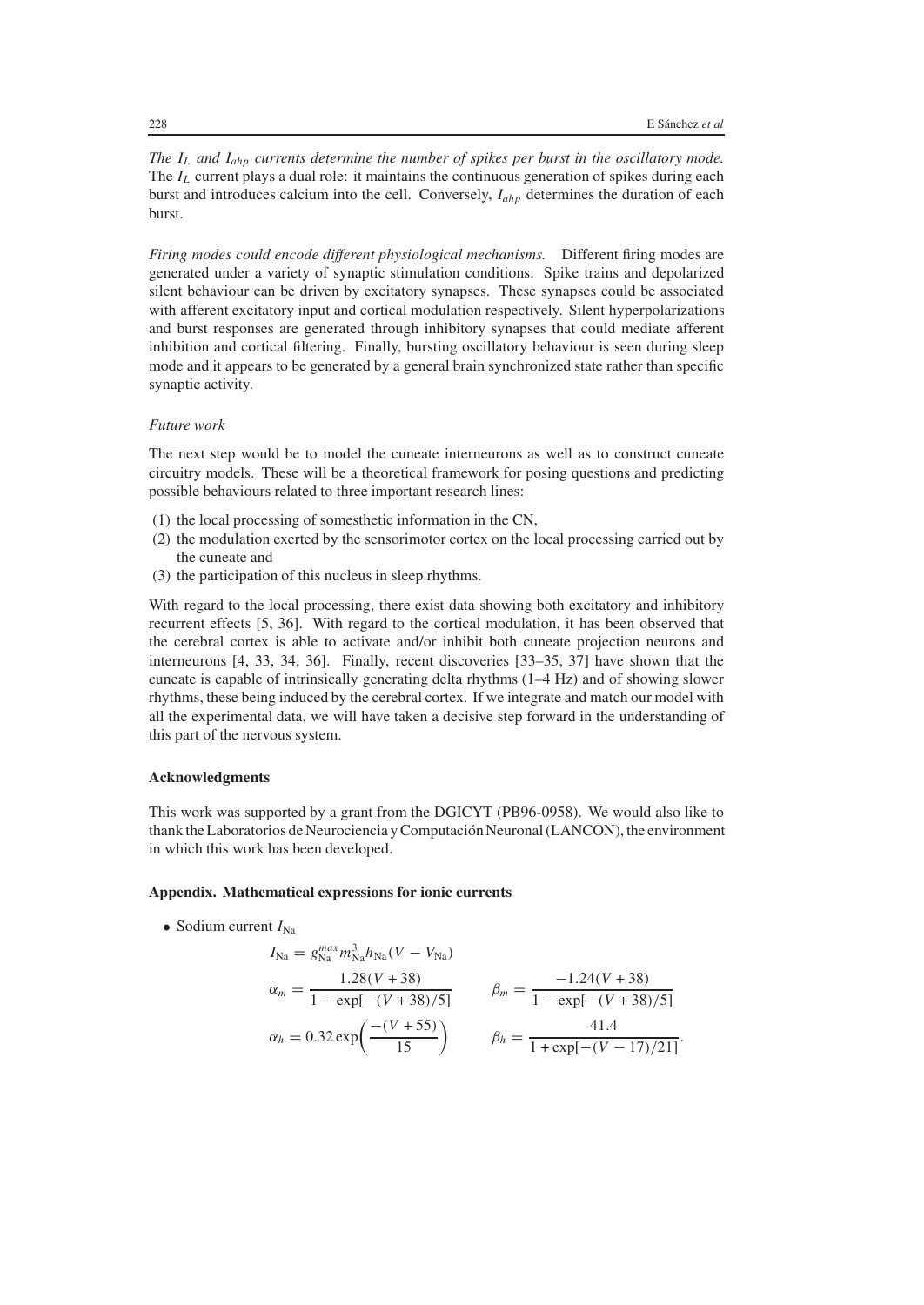*The $I_L$ and $I_{ahp}$ currents determine the number of spikes per burst in the oscillatory mode.* The $I_L$ current plays a dual role: it maintains the continuous generation of spikes during each burst and introduces calcium into the cell. Conversely, $I_{ahp}$ determines the duration of each burst.

*Firing modes could encode different physiological mechanisms.* Different firing modes are generated under a variety of synaptic stimulation conditions. Spike trains and depolarized silent behaviour can be driven by excitatory synapses. These synapses could be associated with afferent excitatory input and cortical modulation respectively. Silent hyperpolarizations and burst responses are generated through inhibitory synapses that could mediate afferent inhibition and cortical filtering. Finally, bursting oscillatory behaviour is seen during sleep mode and it appears to be generated by a general brain synchronized state rather than specific synaptic activity.

*Future work*

The next step would be to model the cuneate interneurons as well as to construct cuneate circuitry models. These will be a theoretical framework for posing questions and predicting possible behaviours related to three important research lines:

(1) the local processing of somesthetic information in the CN,
(2) the modulation exerted by the sensorimotor cortex on the local processing carried out by the cuneate and
(3) the participation of this nucleus in sleep rhythms.

With regard to the local processing, there exist data showing both excitatory and inhibitory recurrent effects [5, 36]. With regard to the cortical modulation, it has been observed that the cerebral cortex is able to activate and/or inhibit both cuneate projection neurons and interneurons [4, 33, 34, 36]. Finally, recent discoveries [33–35, 37] have shown that the cuneate is capable of intrinsically generating delta rhythms (1–4 Hz) and of showing slower rhythms, these being induced by the cerebral cortex. If we integrate and match our model with all the experimental data, we will have taken a decisive step forward in the understanding of this part of the nervous system.

### Acknowledgments

This work was supported by a grant from the DGICYT (PB96-0958). We would also like to thank the Laboratorios de Neurociencia y Computación Neuronal (LANCON), the environment in which this work has been developed.

### Appendix. Mathematical expressions for ionic currents

- Sodium current $I_{\text{Na}}$

$$I_{\text{Na}} = g_{\text{Na}}^{max} m_{\text{Na}}^3 h_{\text{Na}} (V - V_{\text{Na}})$$

$$\alpha_m = \frac{1.28(V + 38)}{1 - \exp[-(V + 38)/5]} \qquad \beta_m = \frac{-1.24(V + 38)}{1 - \exp[-(V + 38)/5]}$$

$$\alpha_h = 0.32 \exp\left(\frac{-(V + 55)}{15}\right) \qquad \beta_h = \frac{41.4}{1 + \exp[-(V - 17)/21]}.$$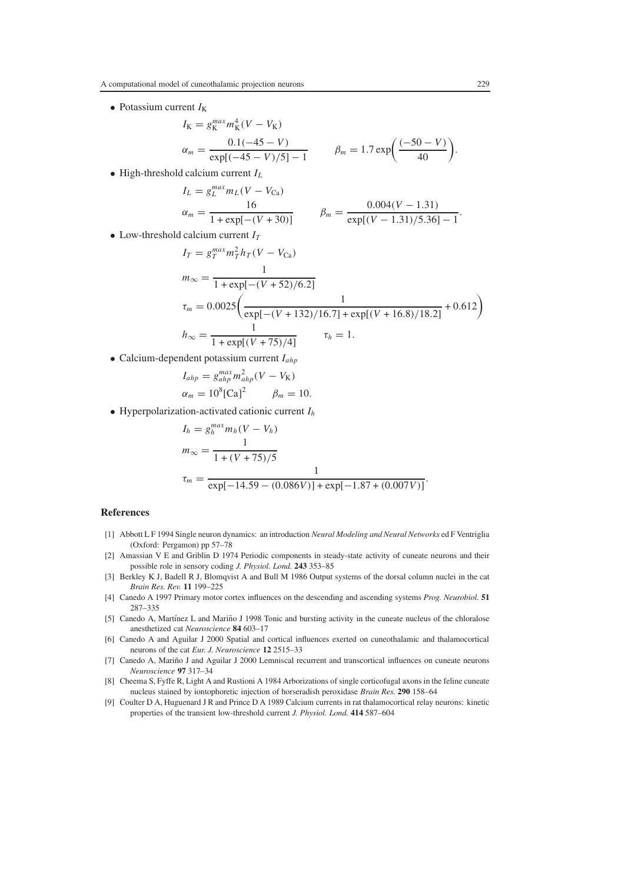- Potassium current $I_\mathrm{K}$

$$I_\mathrm{K} = g_\mathrm{K}^{max} m_\mathrm{K}^4 (V - V_\mathrm{K})$$

$$\alpha_m = \frac{0.1(-45 - V)}{\exp[(-45 - V)/5] - 1} \qquad \beta_m = 1.7 \exp\left(\frac{(-50 - V)}{40}\right).$$

- High-threshold calcium current $I_L$

$$I_L = g_L^{max} m_L (V - V_\mathrm{Ca})$$

$$\alpha_m = \frac{16}{1 + \exp[-(V + 30)]} \qquad \beta_m = \frac{0.004(V - 1.31)}{\exp[(V - 1.31)/5.36] - 1}.$$

- Low-threshold calcium current $I_T$

$$I_T = g_T^{max} m_T^2 h_T (V - V_\mathrm{Ca})$$

$$m_\infty = \frac{1}{1 + \exp[-(V + 52)/6.2]}$$

$$\tau_m = 0.0025\left(\frac{1}{\exp[-(V + 132)/16.7] + \exp[(V + 16.8)/18.2]} + 0.612\right)$$

$$h_\infty = \frac{1}{1 + \exp[(V + 75)/4]} \qquad \tau_h = 1.$$

- Calcium-dependent potassium current $I_{ahp}$

$$I_{ahp} = g_{ahp}^{max} m_{ahp}^2 (V - V_\mathrm{K})$$

$$\alpha_m = 10^8 [\mathrm{Ca}]^2 \qquad \beta_m = 10.$$

- Hyperpolarization-activated cationic current $I_h$

$$I_h = g_h^{max} m_h (V - V_h)$$

$$m_\infty = \frac{1}{1 + (V + 75)/5}$$

$$\tau_m = \frac{1}{\exp[-14.59 - (0.086V)] + \exp[-1.87 + (0.007V)]}.$$

## References

[1] Abbott L F 1994 Single neuron dynamics: an introduction *Neural Modeling and Neural Networks* ed F Ventriglia (Oxford: Pergamon) pp 57–78

[2] Amassian V E and Griblin D 1974 Periodic components in steady-state activity of cuneate neurons and their possible role in sensory coding *J. Physiol. Lond.* **243** 353–85

[3] Berkley K J, Badell R J, Blomqvist A and Bull M 1986 Output systems of the dorsal column nuclei in the cat *Brain Res. Rev.* **11** 199–225

[4] Canedo A 1997 Primary motor cortex influences on the descending and ascending systems *Prog. Neurobiol.* **51** 287–335

[5] Canedo A, Martínez L and Mariño J 1998 Tonic and bursting activity in the cuneate nucleus of the chloralose anesthetized cat *Neuroscience* **84** 603–17

[6] Canedo A and Aguilar J 2000 Spatial and cortical influences exerted on cuneothalamic and thalamocortical neurons of the cat *Eur. J. Neuroscience* **12** 2515–33

[7] Canedo A, Mariño J and Aguilar J 2000 Lemniscal recurrent and transcortical influences on cuneate neurons *Neuroscience* **97** 317–34

[8] Cheema S, Fyffe R, Light A and Rustioni A 1984 Arborizations of single corticofugal axons in the feline cuneate nucleus stained by iontophoretic injection of horseradish peroxidase *Brain Res.* **290** 158–64

[9] Coulter D A, Huguenard J R and Prince D A 1989 Calcium currents in rat thalamocortical relay neurons: kinetic properties of the transient low-threshold current *J. Physiol. Lond.* **414** 587–604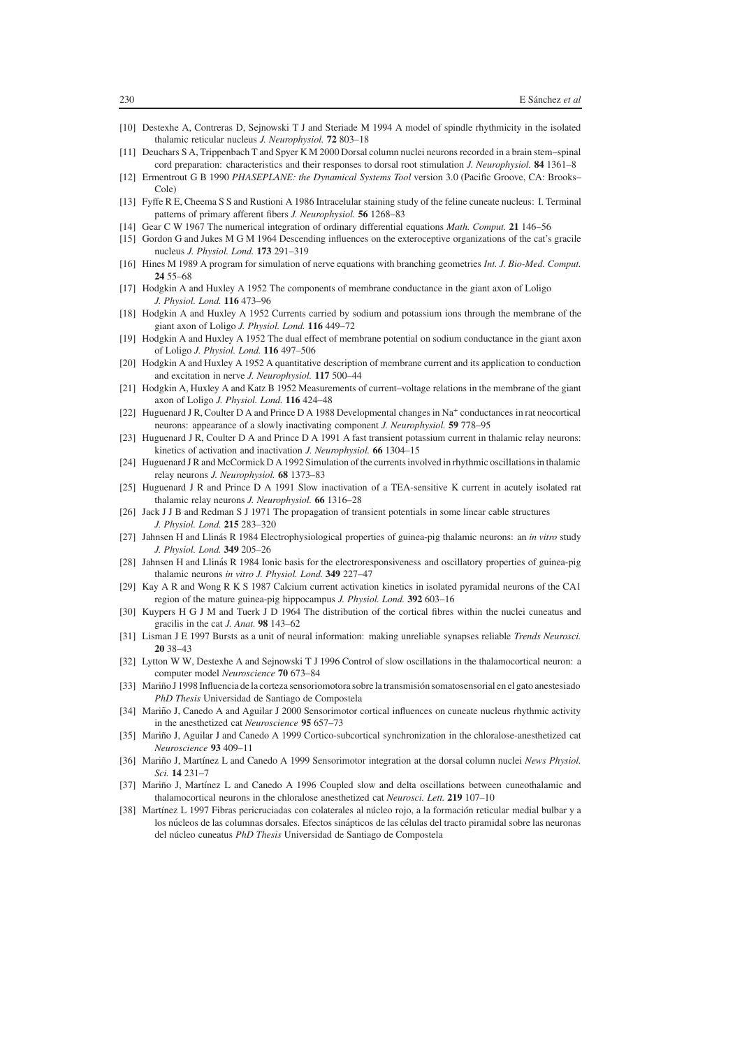[10] Destexhe A, Contreras D, Sejnowski T J and Steriade M 1994 A model of spindle rhythmicity in the isolated thalamic reticular nucleus *J. Neurophysiol.* **72** 803–18

[11] Deuchars S A, Trippenbach T and Spyer K M 2000 Dorsal column nuclei neurons recorded in a brain stem–spinal cord preparation: characteristics and their responses to dorsal root stimulation *J. Neurophysiol.* **84** 1361–8

[12] Ermentrout G B 1990 *PHASEPLANE: the Dynamical Systems Tool* version 3.0 (Pacific Groove, CA: Brooks–Cole)

[13] Fyffe R E, Cheema S S and Rustioni A 1986 Intracelular staining study of the feline cuneate nucleus: I. Terminal patterns of primary afferent fibers *J. Neurophysiol.* **56** 1268–83

[14] Gear C W 1967 The numerical integration of ordinary differential equations *Math. Comput.* **21** 146–56

[15] Gordon G and Jukes M G M 1964 Descending influences on the exteroceptive organizations of the cat's gracile nucleus *J. Physiol. Lond.* **173** 291–319

[16] Hines M 1989 A program for simulation of nerve equations with branching geometries *Int. J. Bio-Med. Comput.* **24** 55–68

[17] Hodgkin A and Huxley A 1952 The components of membrane conductance in the giant axon of Loligo *J. Physiol. Lond.* **116** 473–96

[18] Hodgkin A and Huxley A 1952 Currents carried by sodium and potassium ions through the membrane of the giant axon of Loligo *J. Physiol. Lond.* **116** 449–72

[19] Hodgkin A and Huxley A 1952 The dual effect of membrane potential on sodium conductance in the giant axon of Loligo *J. Physiol. Lond.* **116** 497–506

[20] Hodgkin A and Huxley A 1952 A quantitative description of membrane current and its application to conduction and excitation in nerve *J. Neurophysiol.* **117** 500–44

[21] Hodgkin A, Huxley A and Katz B 1952 Measurements of current–voltage relations in the membrane of the giant axon of Loligo *J. Physiol. Lond.* **116** 424–48

[22] Huguenard J R, Coulter D A and Prince D A 1988 Developmental changes in $Na^+$ conductances in rat neocortical neurons: appearance of a slowly inactivating component *J. Neurophysiol.* **59** 778–95

[23] Huguenard J R, Coulter D A and Prince D A 1991 A fast transient potassium current in thalamic relay neurons: kinetics of activation and inactivation *J. Neurophysiol.* **66** 1304–15

[24] Huguenard J R and McCormick D A 1992 Simulation of the currents involved in rhythmic oscillations in thalamic relay neurons *J. Neurophysiol.* **68** 1373–83

[25] Huguenard J R and Prince D A 1991 Slow inactivation of a TEA-sensitive K current in acutely isolated rat thalamic relay neurons *J. Neurophysiol.* **66** 1316–28

[26] Jack J J B and Redman S J 1971 The propagation of transient potentials in some linear cable structures *J. Physiol. Lond.* **215** 283–320

[27] Jahnsen H and Llinás R 1984 Electrophysiological properties of guinea-pig thalamic neurons: an *in vitro* study *J. Physiol. Lond.* **349** 205–26

[28] Jahnsen H and Llinás R 1984 Ionic basis for the electroresponsiveness and oscillatory properties of guinea-pig thalamic neurons *in vitro J. Physiol. Lond.* **349** 227–47

[29] Kay A R and Wong R K S 1987 Calcium current activation kinetics in isolated pyramidal neurons of the CA1 region of the mature guinea-pig hippocampus *J. Physiol. Lond.* **392** 603–16

[30] Kuypers H G J M and Tuerk J D 1964 The distribution of the cortical fibres within the nuclei cuneatus and gracilis in the cat *J. Anat.* **98** 143–62

[31] Lisman J E 1997 Bursts as a unit of neural information: making unreliable synapses reliable *Trends Neurosci.* **20** 38–43

[32] Lytton W W, Destexhe A and Sejnowski T J 1996 Control of slow oscillations in the thalamocortical neuron: a computer model *Neuroscience* **70** 673–84

[33] Mariño J 1998 Influencia de la corteza sensoriomotora sobre la transmisión somatosensorial en el gato anestesiado *PhD Thesis* Universidad de Santiago de Compostela

[34] Mariño J, Canedo A and Aguilar J 2000 Sensorimotor cortical influences on cuneate nucleus rhythmic activity in the anesthetized cat *Neuroscience* **95** 657–73

[35] Mariño J, Aguilar J and Canedo A 1999 Cortico-subcortical synchronization in the chloralose-anesthetized cat *Neuroscience* **93** 409–11

[36] Mariño J, Martínez L and Canedo A 1999 Sensorimotor integration at the dorsal column nuclei *News Physiol. Sci.* **14** 231–7

[37] Mariño J, Martínez L and Canedo A 1996 Coupled slow and delta oscillations between cuneothalamic and thalamocortical neurons in the chloralose anesthetized cat *Neurosci. Lett.* **219** 107–10

[38] Martínez L 1997 Fibras pericruciadas con colaterales al núcleo rojo, a la formación reticular medial bulbar y a los núcleos de las columnas dorsales. Efectos sinápticos de las células del tracto piramidal sobre las neuronas del núcleo cuneatus *PhD Thesis* Universidad de Santiago de Compostela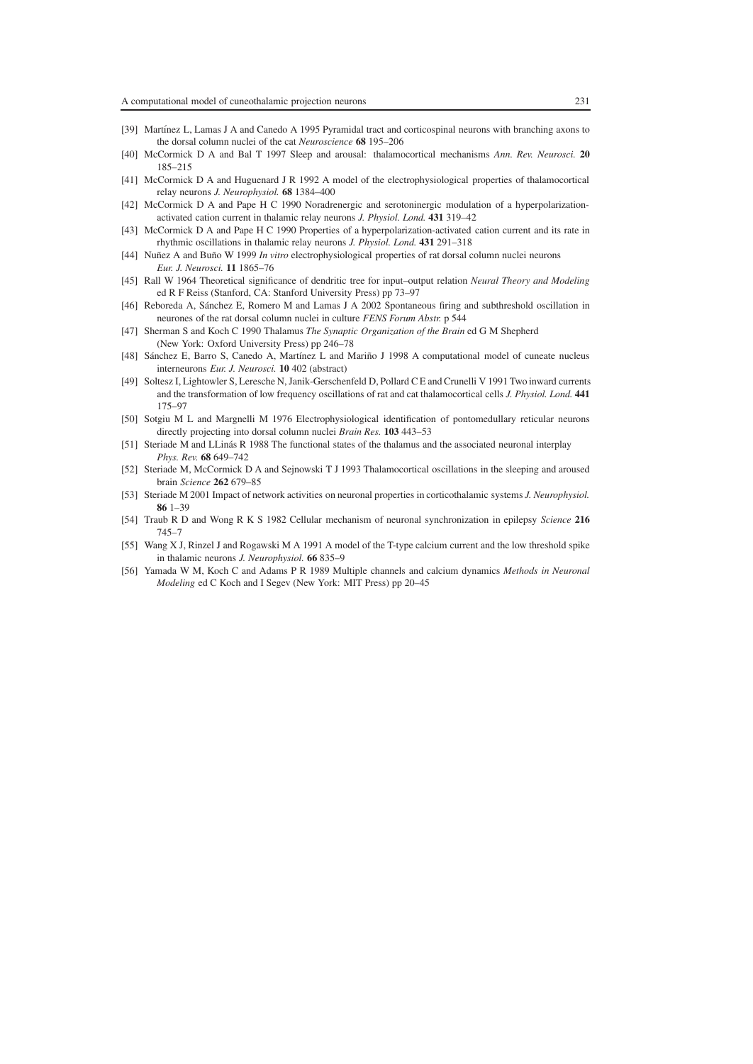[39] Martínez L, Lamas J A and Canedo A 1995 Pyramidal tract and corticospinal neurons with branching axons to the dorsal column nuclei of the cat *Neuroscience* **68** 195–206

[40] McCormick D A and Bal T 1997 Sleep and arousal: thalamocortical mechanisms *Ann. Rev. Neurosci.* **20** 185–215

[41] McCormick D A and Huguenard J R 1992 A model of the electrophysiological properties of thalamocortical relay neurons *J. Neurophysiol.* **68** 1384–400

[42] McCormick D A and Pape H C 1990 Noradrenergic and serotoninergic modulation of a hyperpolarization-activated cation current in thalamic relay neurons *J. Physiol. Lond.* **431** 319–42

[43] McCormick D A and Pape H C 1990 Properties of a hyperpolarization-activated cation current and its rate in rhythmic oscillations in thalamic relay neurons *J. Physiol. Lond.* **431** 291–318

[44] Nuñez A and Buño W 1999 *In vitro* electrophysiological properties of rat dorsal column nuclei neurons *Eur. J. Neurosci.* **11** 1865–76

[45] Rall W 1964 Theoretical significance of dendritic tree for input–output relation *Neural Theory and Modeling* ed R F Reiss (Stanford, CA: Stanford University Press) pp 73–97

[46] Reboreda A, Sánchez E, Romero M and Lamas J A 2002 Spontaneous firing and subthreshold oscillation in neurones of the rat dorsal column nuclei in culture *FENS Forum Abstr.* p 544

[47] Sherman S and Koch C 1990 Thalamus *The Synaptic Organization of the Brain* ed G M Shepherd (New York: Oxford University Press) pp 246–78

[48] Sánchez E, Barro S, Canedo A, Martínez L and Mariño J 1998 A computational model of cuneate nucleus interneurons *Eur. J. Neurosci.* **10** 402 (abstract)

[49] Soltesz I, Lightowler S, Leresche N, Janik-Gerschenfeld D, Pollard C E and Crunelli V 1991 Two inward currents and the transformation of low frequency oscillations of rat and cat thalamocortical cells *J. Physiol. Lond.* **441** 175–97

[50] Sotgiu M L and Margnelli M 1976 Electrophysiological identification of pontomedullary reticular neurons directly projecting into dorsal column nuclei *Brain Res.* **103** 443–53

[51] Steriade M and LLinás R 1988 The functional states of the thalamus and the associated neuronal interplay *Phys. Rev.* **68** 649–742

[52] Steriade M, McCormick D A and Sejnowski T J 1993 Thalamocortical oscillations in the sleeping and aroused brain *Science* **262** 679–85

[53] Steriade M 2001 Impact of network activities on neuronal properties in corticothalamic systems *J. Neurophysiol.* **86** 1–39

[54] Traub R D and Wong R K S 1982 Cellular mechanism of neuronal synchronization in epilepsy *Science* **216** 745–7

[55] Wang X J, Rinzel J and Rogawski M A 1991 A model of the T-type calcium current and the low threshold spike in thalamic neurons *J. Neurophysiol.* **66** 835–9

[56] Yamada W M, Koch C and Adams P R 1989 Multiple channels and calcium dynamics *Methods in Neuronal Modeling* ed C Koch and I Segev (New York: MIT Press) pp 20–45